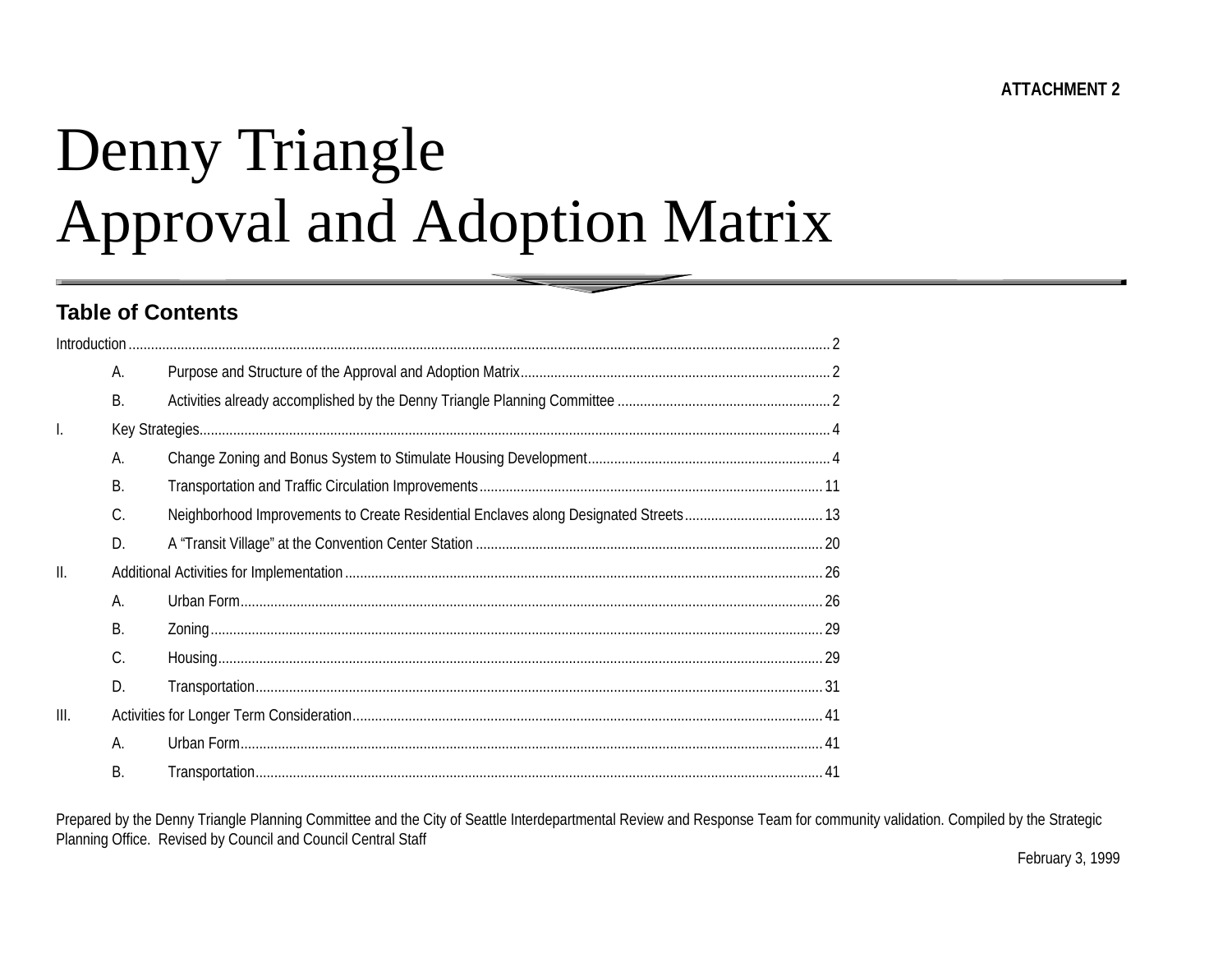**ATTACHMENT 2**

# Denny Triangle
# Approval and Adoption Matrix

## Table of Contents

Introduction ..... 2

- A. Purpose and Structure of the Approval and Adoption Matrix ..... 2
- B. Activities already accomplished by the Denny Triangle Planning Committee ..... 2

I. Key Strategies ..... 4

- A. Change Zoning and Bonus System to Stimulate Housing Development ..... 4
- B. Transportation and Traffic Circulation Improvements ..... 11
- C. Neighborhood Improvements to Create Residential Enclaves along Designated Streets ..... 13
- D. A "Transit Village" at the Convention Center Station ..... 20

II. Additional Activities for Implementation ..... 26

- A. Urban Form ..... 26
- B. Zoning ..... 29
- C. Housing ..... 29
- D. Transportation ..... 31

III. Activities for Longer Term Consideration ..... 41

- A. Urban Form ..... 41
- B. Transportation ..... 41

Prepared by the Denny Triangle Planning Committee and the City of Seattle Interdepartmental Review and Response Team for community validation. Compiled by the Strategic Planning Office. Revised by Council and Council Central Staff

February 3, 1999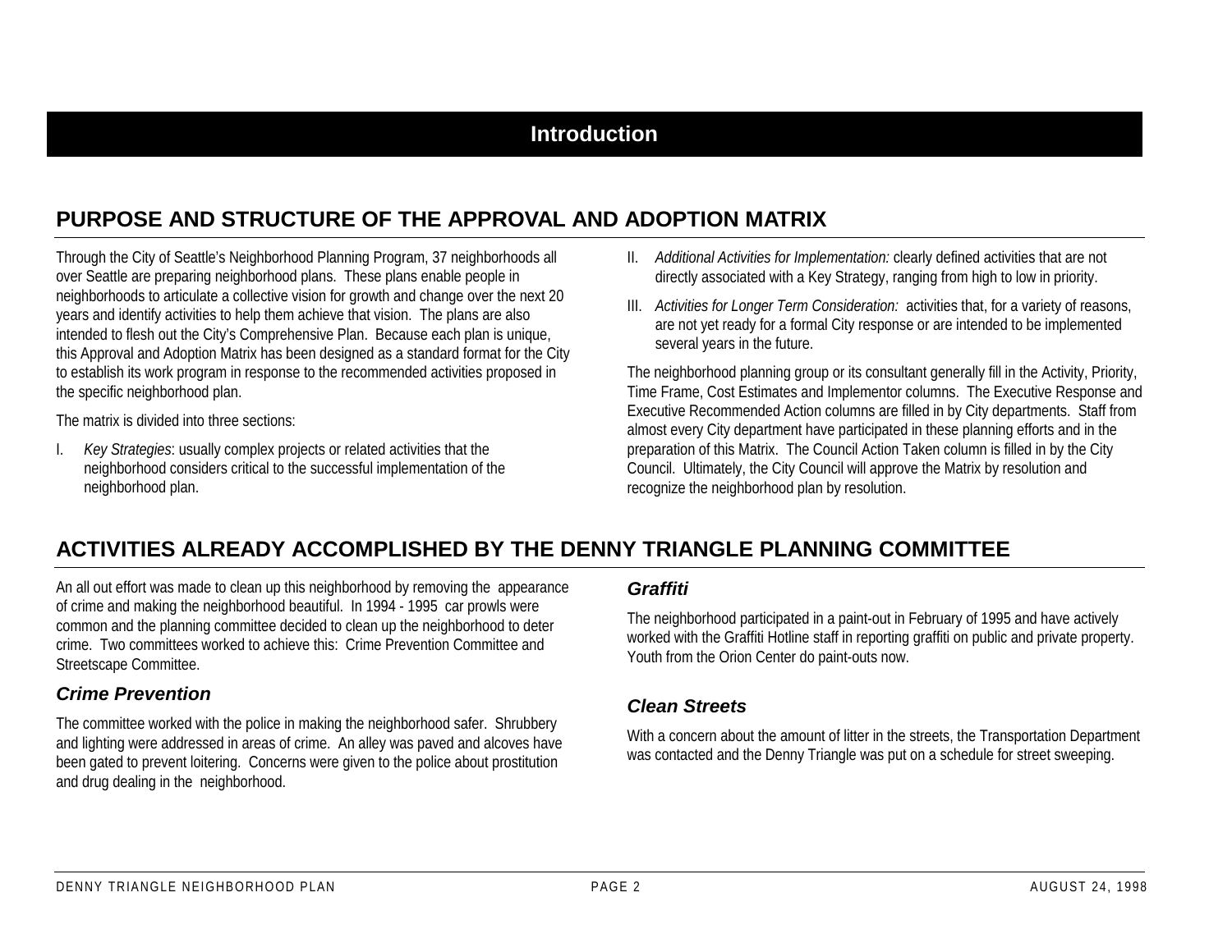# Introduction

## PURPOSE AND STRUCTURE OF THE APPROVAL AND ADOPTION MATRIX

Through the City of Seattle's Neighborhood Planning Program, 37 neighborhoods all over Seattle are preparing neighborhood plans. These plans enable people in neighborhoods to articulate a collective vision for growth and change over the next 20 years and identify activities to help them achieve that vision. The plans are also intended to flesh out the City's Comprehensive Plan. Because each plan is unique, this Approval and Adoption Matrix has been designed as a standard format for the City to establish its work program in response to the recommended activities proposed in the specific neighborhood plan.

The matrix is divided into three sections:

I. *Key Strategies*: usually complex projects or related activities that the neighborhood considers critical to the successful implementation of the neighborhood plan.

II. *Additional Activities for Implementation:* clearly defined activities that are not directly associated with a Key Strategy, ranging from high to low in priority.

III. *Activities for Longer Term Consideration:* activities that, for a variety of reasons, are not yet ready for a formal City response or are intended to be implemented several years in the future.

The neighborhood planning group or its consultant generally fill in the Activity, Priority, Time Frame, Cost Estimates and Implementor columns. The Executive Response and Executive Recommended Action columns are filled in by City departments. Staff from almost every City department have participated in these planning efforts and in the preparation of this Matrix. The Council Action Taken column is filled in by the City Council. Ultimately, the City Council will approve the Matrix by resolution and recognize the neighborhood plan by resolution.

## ACTIVITIES ALREADY ACCOMPLISHED BY THE DENNY TRIANGLE PLANNING COMMITTEE

An all out effort was made to clean up this neighborhood by removing the appearance of crime and making the neighborhood beautiful. In 1994 - 1995 car prowls were common and the planning committee decided to clean up the neighborhood to deter crime. Two committees worked to achieve this: Crime Prevention Committee and Streetscape Committee.

### *Crime Prevention*

The committee worked with the police in making the neighborhood safer. Shrubbery and lighting were addressed in areas of crime. An alley was paved and alcoves have been gated to prevent loitering. Concerns were given to the police about prostitution and drug dealing in the neighborhood.

### *Graffiti*

The neighborhood participated in a paint-out in February of 1995 and have actively worked with the Graffiti Hotline staff in reporting graffiti on public and private property. Youth from the Orion Center do paint-outs now.

### *Clean Streets*

With a concern about the amount of litter in the streets, the Transportation Department was contacted and the Denny Triangle was put on a schedule for street sweeping.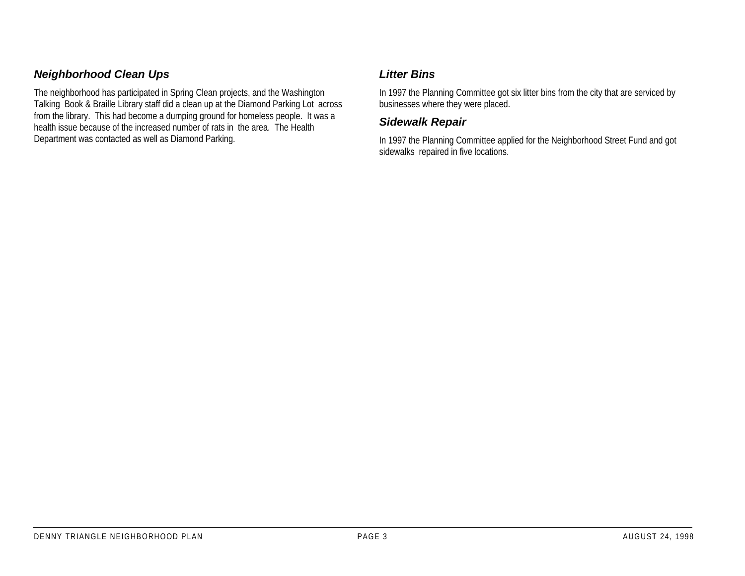### *Neighborhood Clean Ups*

The neighborhood has participated in Spring Clean projects, and the Washington Talking Book & Braille Library staff did a clean up at the Diamond Parking Lot across from the library. This had become a dumping ground for homeless people. It was a health issue because of the increased number of rats in the area. The Health Department was contacted as well as Diamond Parking.

### *Litter Bins*

In 1997 the Planning Committee got six litter bins from the city that are serviced by businesses where they were placed.

### *Sidewalk Repair*

In 1997 the Planning Committee applied for the Neighborhood Street Fund and got sidewalks repaired in five locations.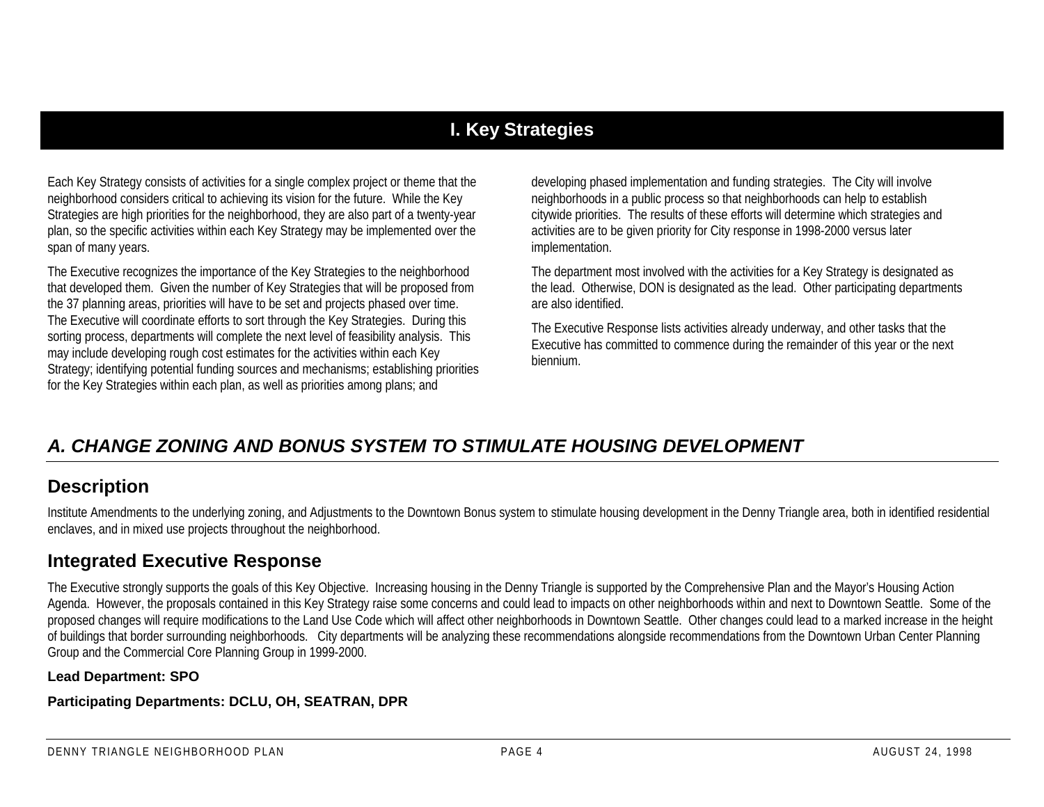# I. Key Strategies

Each Key Strategy consists of activities for a single complex project or theme that the neighborhood considers critical to achieving its vision for the future. While the Key Strategies are high priorities for the neighborhood, they are also part of a twenty-year plan, so the specific activities within each Key Strategy may be implemented over the span of many years.

The Executive recognizes the importance of the Key Strategies to the neighborhood that developed them. Given the number of Key Strategies that will be proposed from the 37 planning areas, priorities will have to be set and projects phased over time. The Executive will coordinate efforts to sort through the Key Strategies. During this sorting process, departments will complete the next level of feasibility analysis. This may include developing rough cost estimates for the activities within each Key Strategy; identifying potential funding sources and mechanisms; establishing priorities for the Key Strategies within each plan, as well as priorities among plans; and developing phased implementation and funding strategies. The City will involve neighborhoods in a public process so that neighborhoods can help to establish citywide priorities. The results of these efforts will determine which strategies and activities are to be given priority for City response in 1998-2000 versus later implementation.

The department most involved with the activities for a Key Strategy is designated as the lead. Otherwise, DON is designated as the lead. Other participating departments are also identified.

The Executive Response lists activities already underway, and other tasks that the Executive has committed to commence during the remainder of this year or the next biennium.

## *A. CHANGE ZONING AND BONUS SYSTEM TO STIMULATE HOUSING DEVELOPMENT*

### Description

Institute Amendments to the underlying zoning, and Adjustments to the Downtown Bonus system to stimulate housing development in the Denny Triangle area, both in identified residential enclaves, and in mixed use projects throughout the neighborhood.

### Integrated Executive Response

The Executive strongly supports the goals of this Key Objective. Increasing housing in the Denny Triangle is supported by the Comprehensive Plan and the Mayor's Housing Action Agenda. However, the proposals contained in this Key Strategy raise some concerns and could lead to impacts on other neighborhoods within and next to Downtown Seattle. Some of the proposed changes will require modifications to the Land Use Code which will affect other neighborhoods in Downtown Seattle. Other changes could lead to a marked increase in the height of buildings that border surrounding neighborhoods. City departments will be analyzing these recommendations alongside recommendations from the Downtown Urban Center Planning Group and the Commercial Core Planning Group in 1999-2000.

**Lead Department: SPO**

**Participating Departments: DCLU, OH, SEATRAN, DPR**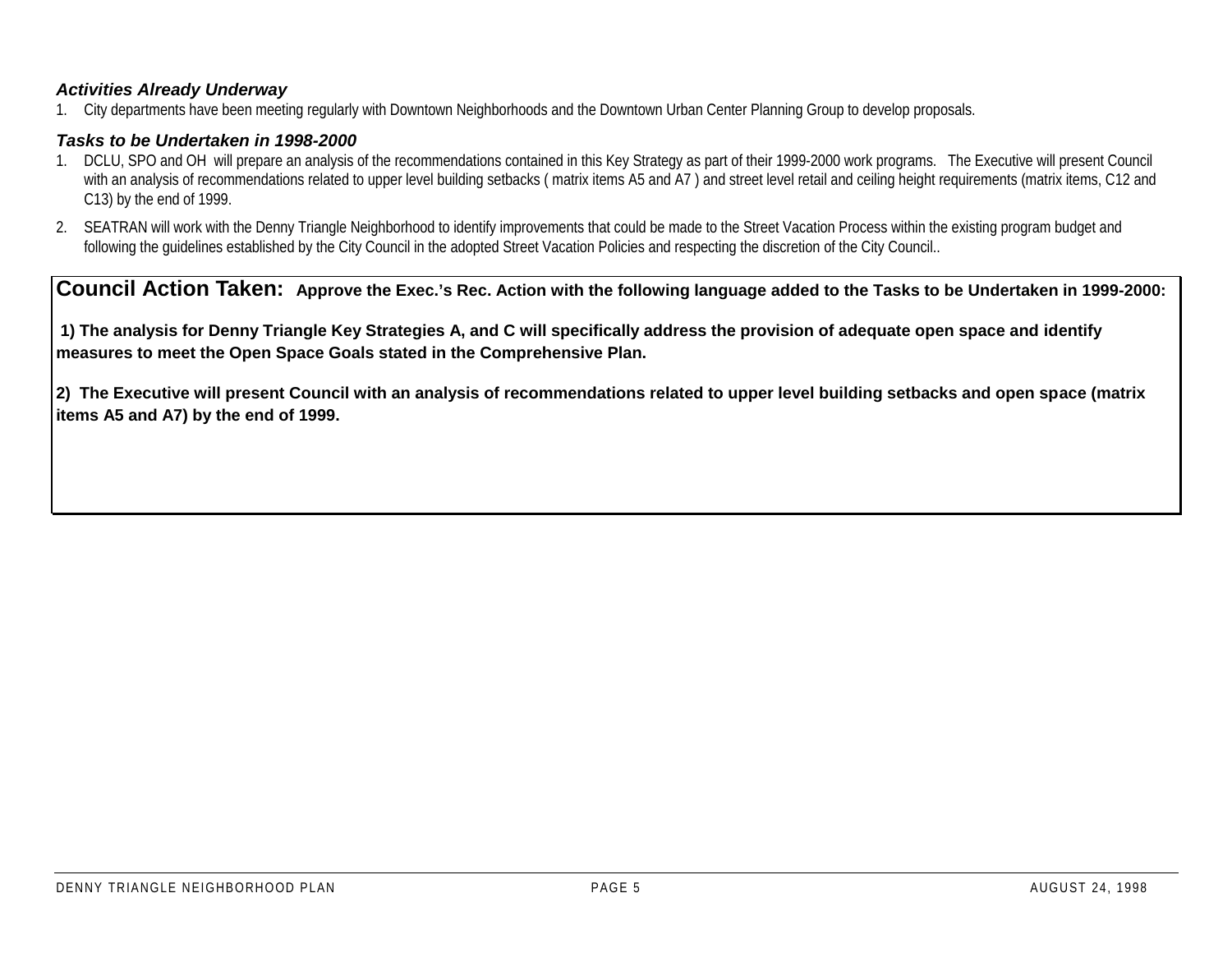### *Activities Already Underway*

1. City departments have been meeting regularly with Downtown Neighborhoods and the Downtown Urban Center Planning Group to develop proposals.

### *Tasks to be Undertaken in 1998-2000*

1. DCLU, SPO and OH will prepare an analysis of the recommendations contained in this Key Strategy as part of their 1999-2000 work programs. The Executive will present Council with an analysis of recommendations related to upper level building setbacks ( matrix items A5 and A7 ) and street level retail and ceiling height requirements (matrix items, C12 and C13) by the end of 1999.
2. SEATRAN will work with the Denny Triangle Neighborhood to identify improvements that could be made to the Street Vacation Process within the existing program budget and following the guidelines established by the City Council in the adopted Street Vacation Policies and respecting the discretion of the City Council..

**Council Action Taken: Approve the Exec.'s Rec. Action with the following language added to the Tasks to be Undertaken in 1999-2000:**

**1) The analysis for Denny Triangle Key Strategies A, and C will specifically address the provision of adequate open space and identify measures to meet the Open Space Goals stated in the Comprehensive Plan.**

**2) The Executive will present Council with an analysis of recommendations related to upper level building setbacks and open space (matrix items A5 and A7) by the end of 1999.**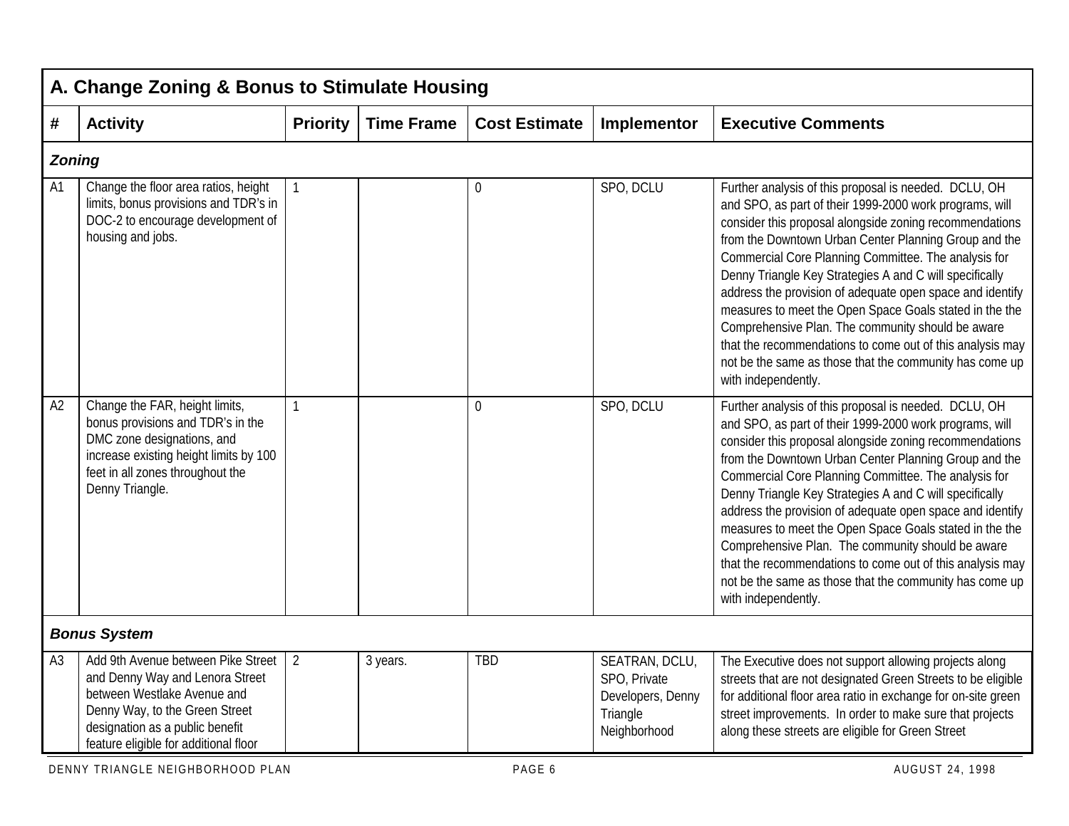## A. Change Zoning & Bonus to Stimulate Housing

| # | Activity | Priority | Time Frame | Cost Estimate | Implementor | Executive Comments |
|---|---|---|---|---|---|---|
| ***Zoning*** | | | | | | |
| A1 | Change the floor area ratios, height limits, bonus provisions and TDR's in DOC-2 to encourage development of housing and jobs. | 1 | | 0 | SPO, DCLU | Further analysis of this proposal is needed. DCLU, OH and SPO, as part of their 1999-2000 work programs, will consider this proposal alongside zoning recommendations from the Downtown Urban Center Planning Group and the Commercial Core Planning Committee. The analysis for Denny Triangle Key Strategies A and C will specifically address the provision of adequate open space and identify measures to meet the Open Space Goals stated in the the Comprehensive Plan. The community should be aware that the recommendations to come out of this analysis may not be the same as those that the community has come up with independently. |
| A2 | Change the FAR, height limits, bonus provisions and TDR's in the DMC zone designations, and increase existing height limits by 100 feet in all zones throughout the Denny Triangle. | 1 | | 0 | SPO, DCLU | Further analysis of this proposal is needed. DCLU, OH and SPO, as part of their 1999-2000 work programs, will consider this proposal alongside zoning recommendations from the Downtown Urban Center Planning Group and the Commercial Core Planning Committee. The analysis for Denny Triangle Key Strategies A and C will specifically address the provision of adequate open space and identify measures to meet the Open Space Goals stated in the the Comprehensive Plan. The community should be aware that the recommendations to come out of this analysis may not be the same as those that the community has come up with independently. |
| ***Bonus System*** | | | | | | |
| A3 | Add 9th Avenue between Pike Street and Denny Way and Lenora Street between Westlake Avenue and Denny Way, to the Green Street designation as a public benefit feature eligible for additional floor | 2 | 3 years. | TBD | SEATRAN, DCLU, SPO, Private Developers, Denny Triangle Neighborhood | The Executive does not support allowing projects along streets that are not designated Green Streets to be eligible for additional floor area ratio in exchange for on-site green street improvements. In order to make sure that projects along these streets are eligible for Green Street |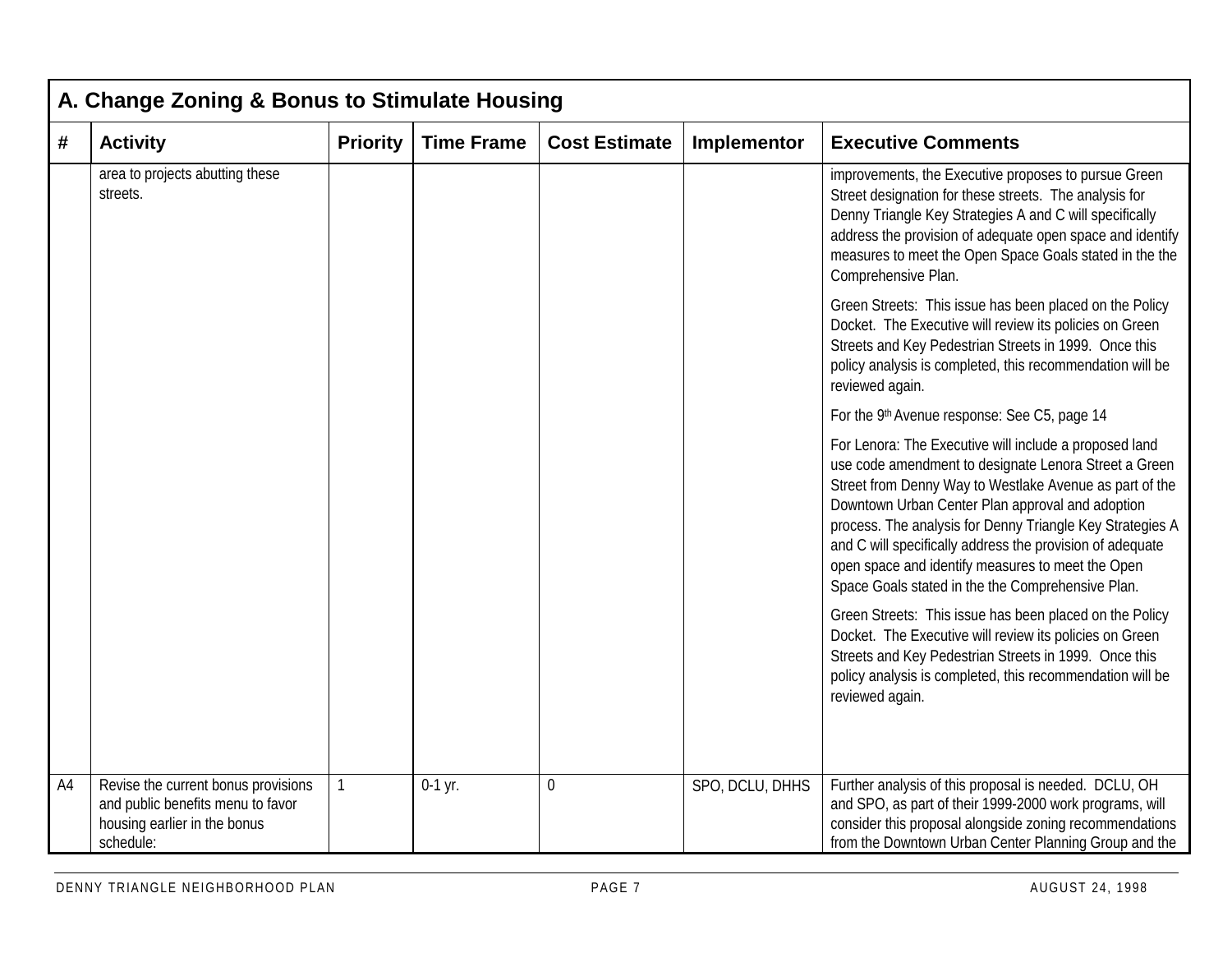## A. Change Zoning & Bonus to Stimulate Housing

| # | Activity | Priority | Time Frame | Cost Estimate | Implementor | Executive Comments |
|---|---|---|---|---|---|---|
| | area to projects abutting these streets. | | | | | improvements, the Executive proposes to pursue Green Street designation for these streets. The analysis for Denny Triangle Key Strategies A and C will specifically address the provision of adequate open space and identify measures to meet the Open Space Goals stated in the the Comprehensive Plan.<br><br>Green Streets: This issue has been placed on the Policy Docket. The Executive will review its policies on Green Streets and Key Pedestrian Streets in 1999. Once this policy analysis is completed, this recommendation will be reviewed again.<br><br>For the 9th Avenue response: See C5, page 14<br><br>For Lenora: The Executive will include a proposed land use code amendment to designate Lenora Street a Green Street from Denny Way to Westlake Avenue as part of the Downtown Urban Center Plan approval and adoption process. The analysis for Denny Triangle Key Strategies A and C will specifically address the provision of adequate open space and identify measures to meet the Open Space Goals stated in the the Comprehensive Plan.<br><br>Green Streets: This issue has been placed on the Policy Docket. The Executive will review its policies on Green Streets and Key Pedestrian Streets in 1999. Once this policy analysis is completed, this recommendation will be reviewed again. |
| A4 | Revise the current bonus provisions and public benefits menu to favor housing earlier in the bonus schedule: | 1 | 0-1 yr. | 0 | SPO, DCLU, DHHS | Further analysis of this proposal is needed. DCLU, OH and SPO, as part of their 1999-2000 work programs, will consider this proposal alongside zoning recommendations from the Downtown Urban Center Planning Group and the |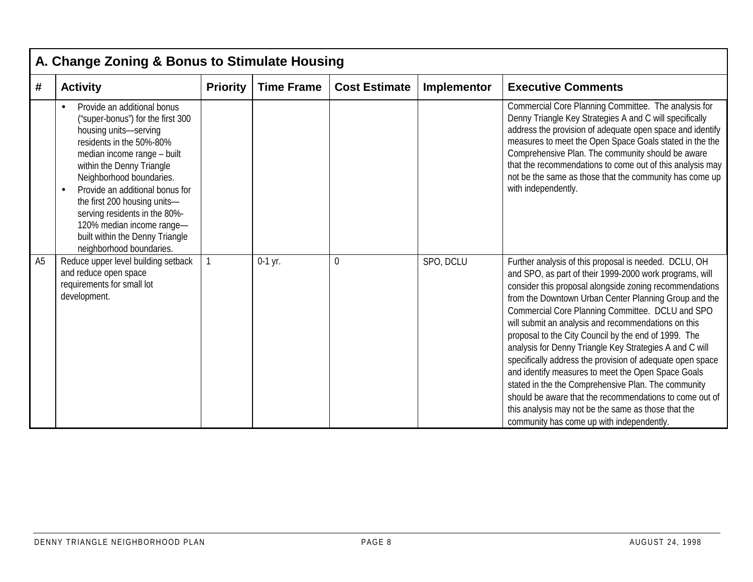## A. Change Zoning & Bonus to Stimulate Housing

| # | Activity | Priority | Time Frame | Cost Estimate | Implementor | Executive Comments |
|---|---|---|---|---|---|---|
| | • Provide an additional bonus ("super-bonus") for the first 300 housing units—serving residents in the 50%-80% median income range – built within the Denny Triangle Neighborhood boundaries.<br>• Provide an additional bonus for the first 200 housing units—serving residents in the 80%-120% median income range—built within the Denny Triangle neighborhood boundaries. | | | | | Commercial Core Planning Committee. The analysis for Denny Triangle Key Strategies A and C will specifically address the provision of adequate open space and identify measures to meet the Open Space Goals stated in the the Comprehensive Plan. The community should be aware that the recommendations to come out of this analysis may not be the same as those that the community has come up with independently. |
| A5 | Reduce upper level building setback and reduce open space requirements for small lot development. | 1 | 0-1 yr. | 0 | SPO, DCLU | Further analysis of this proposal is needed. DCLU, OH and SPO, as part of their 1999-2000 work programs, will consider this proposal alongside zoning recommendations from the Downtown Urban Center Planning Group and the Commercial Core Planning Committee. DCLU and SPO will submit an analysis and recommendations on this proposal to the City Council by the end of 1999. The analysis for Denny Triangle Key Strategies A and C will specifically address the provision of adequate open space and identify measures to meet the Open Space Goals stated in the the Comprehensive Plan. The community should be aware that the recommendations to come out of this analysis may not be the same as those that the community has come up with independently. |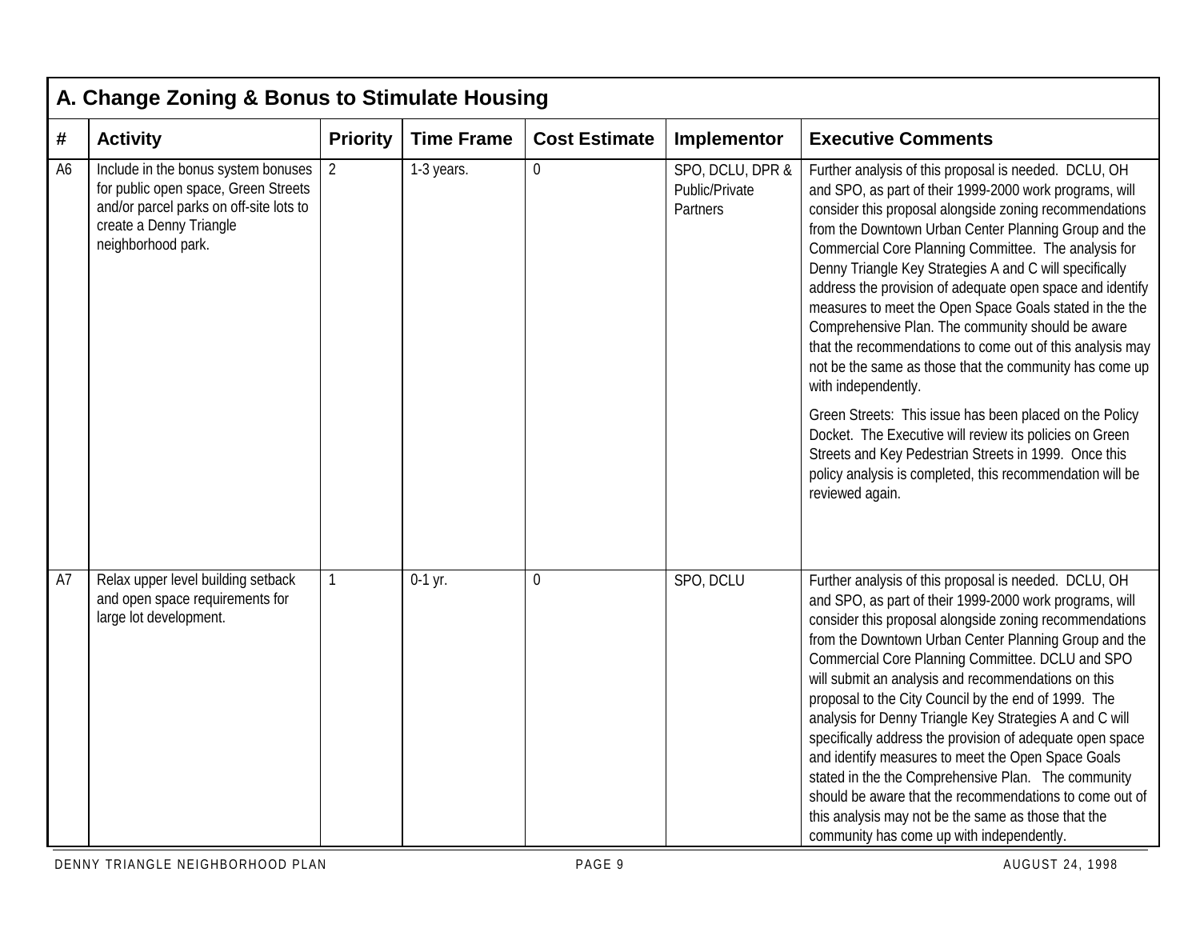## A. Change Zoning & Bonus to Stimulate Housing

| # | Activity | Priority | Time Frame | Cost Estimate | Implementor | Executive Comments |
|---|---|---|---|---|---|---|
| A6 | Include in the bonus system bonuses for public open space, Green Streets and/or parcel parks on off-site lots to create a Denny Triangle neighborhood park. | 2 | 1-3 years. | 0 | SPO, DCLU, DPR & Public/Private Partners | Further analysis of this proposal is needed. DCLU, OH and SPO, as part of their 1999-2000 work programs, will consider this proposal alongside zoning recommendations from the Downtown Urban Center Planning Group and the Commercial Core Planning Committee. The analysis for Denny Triangle Key Strategies A and C will specifically address the provision of adequate open space and identify measures to meet the Open Space Goals stated in the the Comprehensive Plan. The community should be aware that the recommendations to come out of this analysis may not be the same as those that the community has come up with independently.<br><br>Green Streets: This issue has been placed on the Policy Docket. The Executive will review its policies on Green Streets and Key Pedestrian Streets in 1999. Once this policy analysis is completed, this recommendation will be reviewed again. |
| A7 | Relax upper level building setback and open space requirements for large lot development. | 1 | 0-1 yr. | 0 | SPO, DCLU | Further analysis of this proposal is needed. DCLU, OH and SPO, as part of their 1999-2000 work programs, will consider this proposal alongside zoning recommendations from the Downtown Urban Center Planning Group and the Commercial Core Planning Committee. DCLU and SPO will submit an analysis and recommendations on this proposal to the City Council by the end of 1999. The analysis for Denny Triangle Key Strategies A and C will specifically address the provision of adequate open space and identify measures to meet the Open Space Goals stated in the the Comprehensive Plan. The community should be aware that the recommendations to come out of this analysis may not be the same as those that the community has come up with independently. |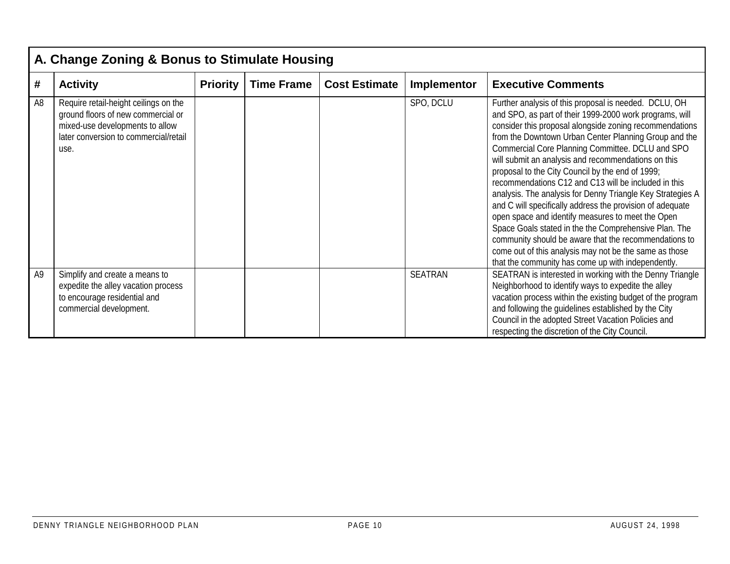## A. Change Zoning & Bonus to Stimulate Housing

| # | Activity | Priority | Time Frame | Cost Estimate | Implementor | Executive Comments |
|---|---|---|---|---|---|---|
| A8 | Require retail-height ceilings on the ground floors of new commercial or mixed-use developments to allow later conversion to commercial/retail use. | | | | SPO, DCLU | Further analysis of this proposal is needed. DCLU, OH and SPO, as part of their 1999-2000 work programs, will consider this proposal alongside zoning recommendations from the Downtown Urban Center Planning Group and the Commercial Core Planning Committee. DCLU and SPO will submit an analysis and recommendations on this proposal to the City Council by the end of 1999; recommendations C12 and C13 will be included in this analysis. The analysis for Denny Triangle Key Strategies A and C will specifically address the provision of adequate open space and identify measures to meet the Open Space Goals stated in the the Comprehensive Plan. The community should be aware that the recommendations to come out of this analysis may not be the same as those that the community has come up with independently. |
| A9 | Simplify and create a means to expedite the alley vacation process to encourage residential and commercial development. | | | | SEATRAN | SEATRAN is interested in working with the Denny Triangle Neighborhood to identify ways to expedite the alley vacation process within the existing budget of the program and following the guidelines established by the City Council in the adopted Street Vacation Policies and respecting the discretion of the City Council. |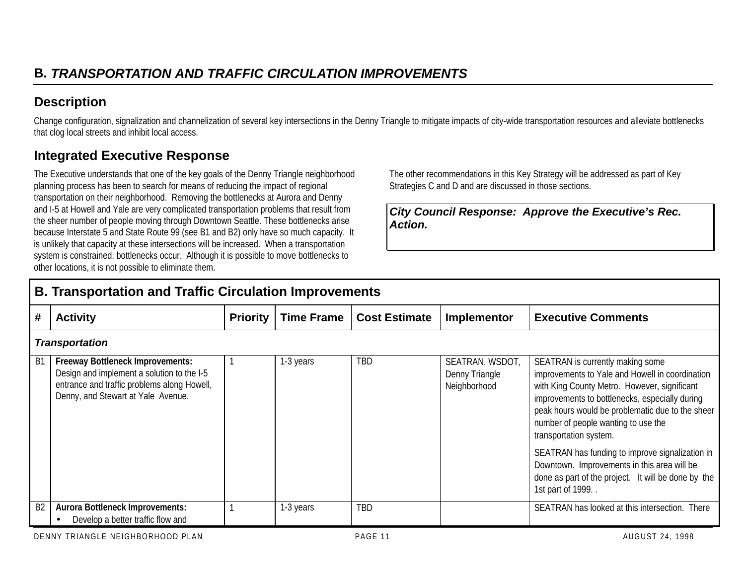## B. *TRANSPORTATION AND TRAFFIC CIRCULATION IMPROVEMENTS*

### Description

Change configuration, signalization and channelization of several key intersections in the Denny Triangle to mitigate impacts of city-wide transportation resources and alleviate bottlenecks that clog local streets and inhibit local access.

### Integrated Executive Response

The Executive understands that one of the key goals of the Denny Triangle neighborhood planning process has been to search for means of reducing the impact of regional transportation on their neighborhood. Removing the bottlenecks at Aurora and Denny and I-5 at Howell and Yale are very complicated transportation problems that result from the sheer number of people moving through Downtown Seattle. These bottlenecks arise because Interstate 5 and State Route 99 (see B1 and B2) only have so much capacity. It is unlikely that capacity at these intersections will be increased. When a transportation system is constrained, bottlenecks occur. Although it is possible to move bottlenecks to other locations, it is not possible to eliminate them.

The other recommendations in this Key Strategy will be addressed as part of Key Strategies C and D and are discussed in those sections.

***City Council Response: Approve the Executive's Rec. Action.***

| B. Transportation and Traffic Circulation Improvements | | | | | | |
|---|---|---|---|---|---|---|
| # | Activity | Priority | Time Frame | Cost Estimate | Implementor | Executive Comments |
| ***Transportation*** | | | | | | |
| B1 | **Freeway Bottleneck Improvements:** Design and implement a solution to the I-5 entrance and traffic problems along Howell, Denny, and Stewart at Yale Avenue. | 1 | 1-3 years | TBD | SEATRAN, WSDOT, Denny Triangle Neighborhood | SEATRAN is currently making some improvements to Yale and Howell in coordination with King County Metro. However, significant improvements to bottlenecks, especially during peak hours would be problematic due to the sheer number of people wanting to use the transportation system.<br><br>SEATRAN has funding to improve signalization in Downtown. Improvements in this area will be done as part of the project. It will be done by the 1st part of 1999. . |
| B2 | **Aurora Bottleneck Improvements:**<br>• Develop a better traffic flow and | 1 | 1-3 years | TBD | | SEATRAN has looked at this intersection. There |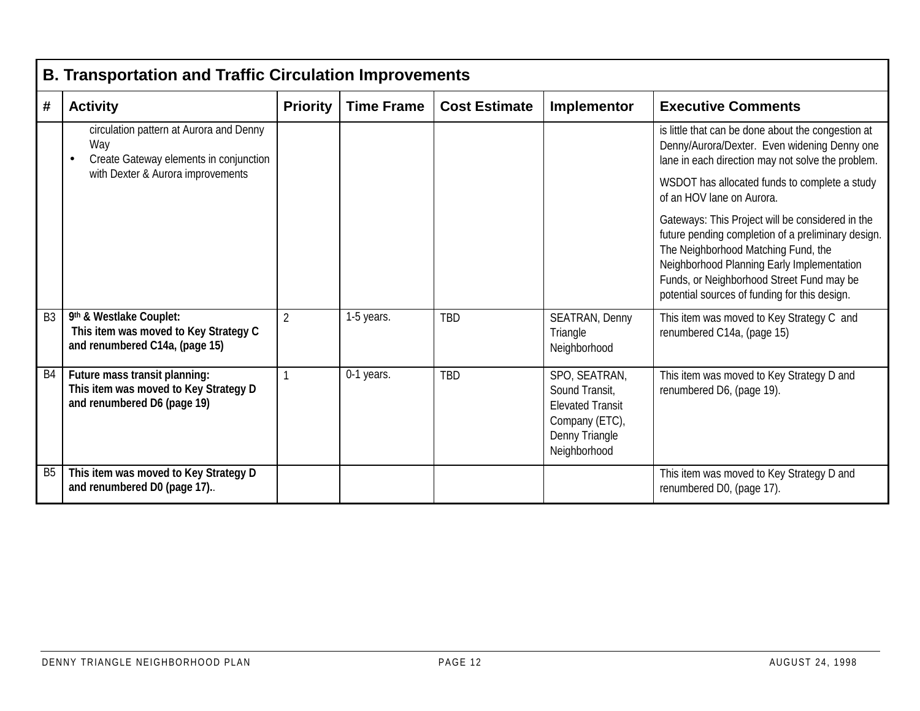## B. Transportation and Traffic Circulation Improvements

| # | Activity | Priority | Time Frame | Cost Estimate | Implementor | Executive Comments |
|---|---|---|---|---|---|---|
| | circulation pattern at Aurora and Denny Way<br>• Create Gateway elements in conjunction with Dexter & Aurora improvements | | | | | is little that can be done about the congestion at Denny/Aurora/Dexter. Even widening Denny one lane in each direction may not solve the problem.<br><br>WSDOT has allocated funds to complete a study of an HOV lane on Aurora.<br><br>Gateways: This Project will be considered in the future pending completion of a preliminary design. The Neighborhood Matching Fund, the Neighborhood Planning Early Implementation Funds, or Neighborhood Street Fund may be potential sources of funding for this design. |
| B3 | **9th & Westlake Couplet:**<br>**This item was moved to Key Strategy C and renumbered C14a, (page 15)** | 2 | 1-5 years. | TBD | SEATRAN, Denny Triangle Neighborhood | This item was moved to Key Strategy C and renumbered C14a, (page 15) |
| B4 | **Future mass transit planning:**<br>**This item was moved to Key Strategy D and renumbered D6 (page 19)** | 1 | 0-1 years. | TBD | SPO, SEATRAN, Sound Transit, Elevated Transit Company (ETC), Denny Triangle Neighborhood | This item was moved to Key Strategy D and renumbered D6, (page 19). |
| B5 | **This item was moved to Key Strategy D and renumbered D0 (page 17).**. | | | | | This item was moved to Key Strategy D and renumbered D0, (page 17). |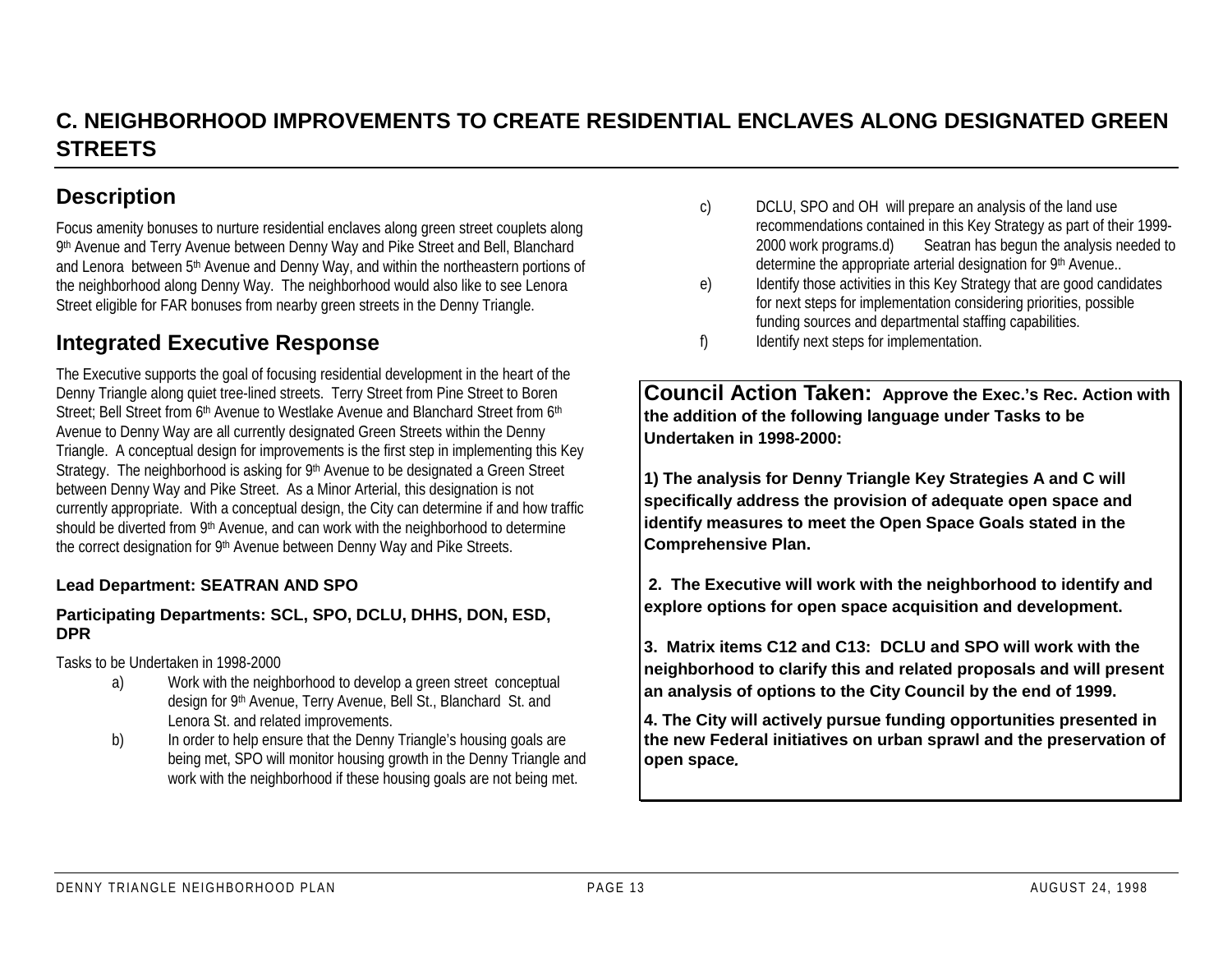## C. NEIGHBORHOOD IMPROVEMENTS TO CREATE RESIDENTIAL ENCLAVES ALONG DESIGNATED GREEN STREETS

### Description

Focus amenity bonuses to nurture residential enclaves along green street couplets along 9th Avenue and Terry Avenue between Denny Way and Pike Street and Bell, Blanchard and Lenora between 5th Avenue and Denny Way, and within the northeastern portions of the neighborhood along Denny Way. The neighborhood would also like to see Lenora Street eligible for FAR bonuses from nearby green streets in the Denny Triangle.

### Integrated Executive Response

The Executive supports the goal of focusing residential development in the heart of the Denny Triangle along quiet tree-lined streets. Terry Street from Pine Street to Boren Street; Bell Street from 6th Avenue to Westlake Avenue and Blanchard Street from 6th Avenue to Denny Way are all currently designated Green Streets within the Denny Triangle. A conceptual design for improvements is the first step in implementing this Key Strategy. The neighborhood is asking for 9th Avenue to be designated a Green Street between Denny Way and Pike Street. As a Minor Arterial, this designation is not currently appropriate. With a conceptual design, the City can determine if and how traffic should be diverted from 9th Avenue, and can work with the neighborhood to determine the correct designation for 9th Avenue between Denny Way and Pike Streets.

**Lead Department: SEATRAN AND SPO**

**Participating Departments: SCL, SPO, DCLU, DHHS, DON, ESD, DPR**

Tasks to be Undertaken in 1998-2000

a) Work with the neighborhood to develop a green street conceptual design for 9th Avenue, Terry Avenue, Bell St., Blanchard St. and Lenora St. and related improvements.
b) In order to help ensure that the Denny Triangle's housing goals are being met, SPO will monitor housing growth in the Denny Triangle and work with the neighborhood if these housing goals are not being met.
c) DCLU, SPO and OH will prepare an analysis of the land use recommendations contained in this Key Strategy as part of their 1999-2000 work programs.d) Seatran has begun the analysis needed to determine the appropriate arterial designation for 9th Avenue..
e) Identify those activities in this Key Strategy that are good candidates for next steps for implementation considering priorities, possible funding sources and departmental staffing capabilities.
f) Identify next steps for implementation.

**Council Action Taken: Approve the Exec.'s Rec. Action with the addition of the following language under Tasks to be Undertaken in 1998-2000:**

**1) The analysis for Denny Triangle Key Strategies A and C will specifically address the provision of adequate open space and identify measures to meet the Open Space Goals stated in the Comprehensive Plan.**

**2. The Executive will work with the neighborhood to identify and explore options for open space acquisition and development.**

**3. Matrix items C12 and C13: DCLU and SPO will work with the neighborhood to clarify this and related proposals and will present an analysis of options to the City Council by the end of 1999.**

**4. The City will actively pursue funding opportunities presented in the new Federal initiatives on urban sprawl and the preservation of open space.**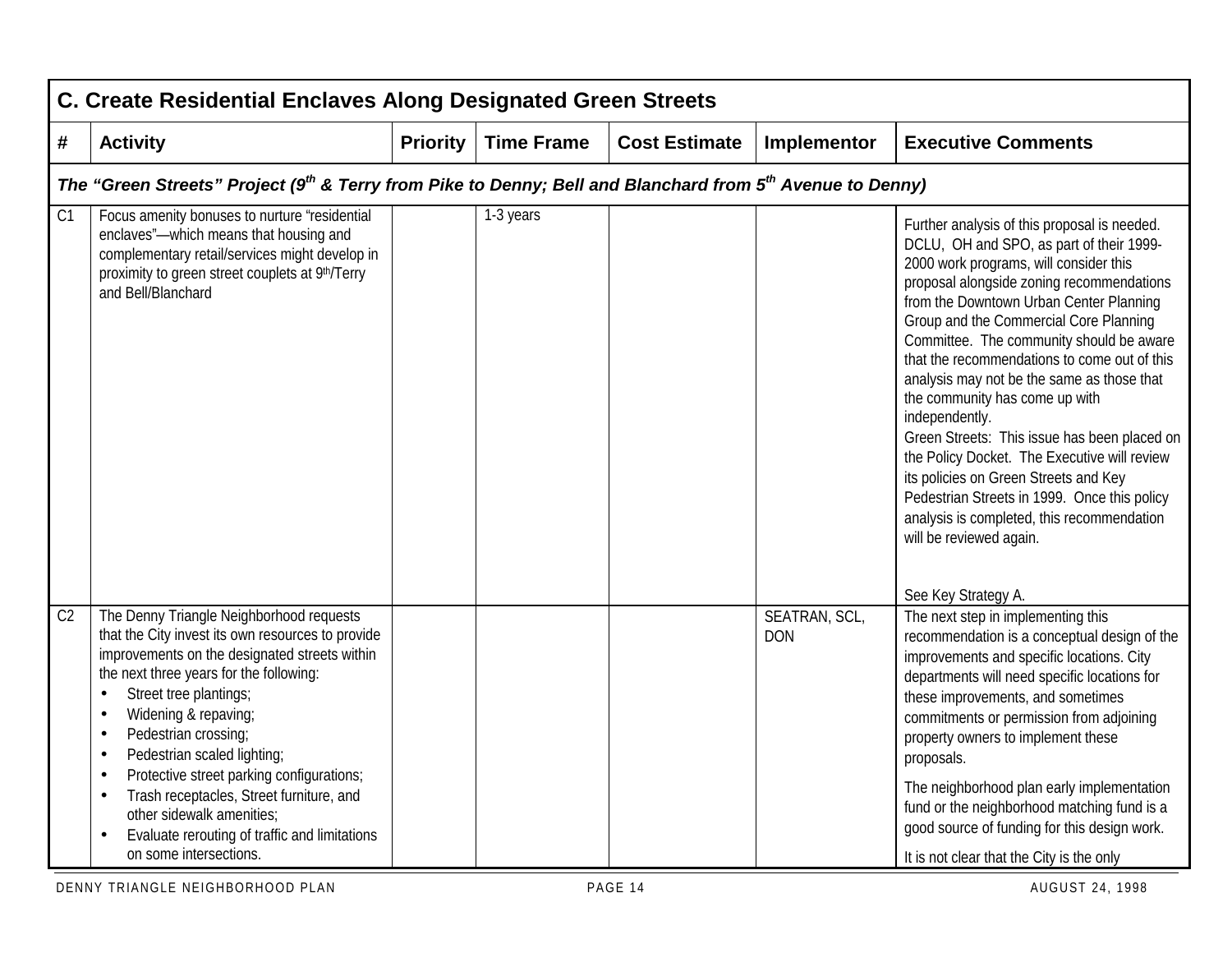## C. Create Residential Enclaves Along Designated Green Streets

| # | Activity | Priority | Time Frame | Cost Estimate | Implementor | Executive Comments |
|---|---|---|---|---|---|---|
| ***The "Green Streets" Project (9th & Terry from Pike to Denny; Bell and Blanchard from 5th Avenue to Denny)*** | | | | | | |
| C1 | Focus amenity bonuses to nurture "residential enclaves"—which means that housing and complementary retail/services might develop in proximity to green street couplets at 9th/Terry and Bell/Blanchard | | 1-3 years | | | Further analysis of this proposal is needed. DCLU, OH and SPO, as part of their 1999-2000 work programs, will consider this proposal alongside zoning recommendations from the Downtown Urban Center Planning Group and the Commercial Core Planning Committee. The community should be aware that the recommendations to come out of this analysis may not be the same as those that the community has come up with independently.<br>Green Streets: This issue has been placed on the Policy Docket. The Executive will review its policies on Green Streets and Key Pedestrian Streets in 1999. Once this policy analysis is completed, this recommendation will be reviewed again.<br><br>See Key Strategy A. |
| C2 | The Denny Triangle Neighborhood requests that the City invest its own resources to provide improvements on the designated streets within the next three years for the following:<br>• Street tree plantings;<br>• Widening & repaving;<br>• Pedestrian crossing;<br>• Pedestrian scaled lighting;<br>• Protective street parking configurations;<br>• Trash receptacles, Street furniture, and other sidewalk amenities;<br>• Evaluate rerouting of traffic and limitations on some intersections. | | | | SEATRAN, SCL, DON | The next step in implementing this recommendation is a conceptual design of the improvements and specific locations. City departments will need specific locations for these improvements, and sometimes commitments or permission from adjoining property owners to implement these proposals.<br>The neighborhood plan early implementation fund or the neighborhood matching fund is a good source of funding for this design work.<br>It is not clear that the City is the only |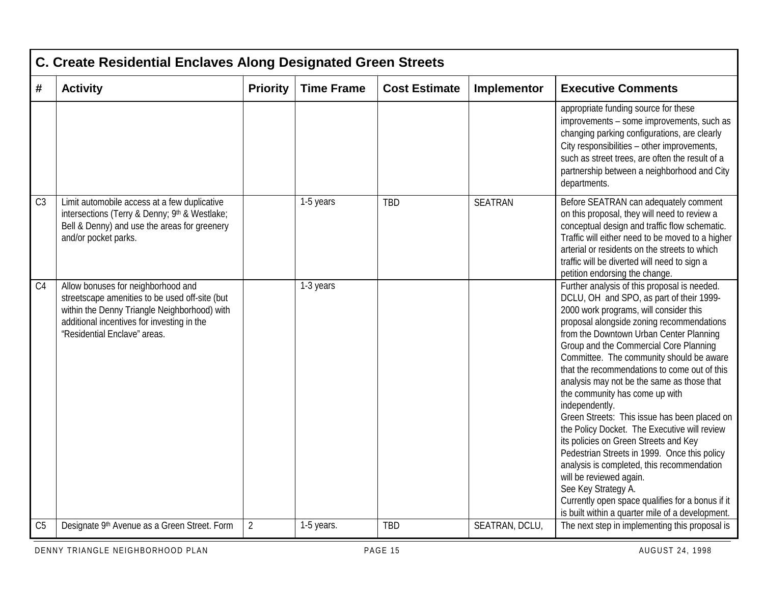## C. Create Residential Enclaves Along Designated Green Streets

| # | Activity | Priority | Time Frame | Cost Estimate | Implementor | Executive Comments |
|---|---|---|---|---|---|---|
| | | | | | | appropriate funding source for these improvements – some improvements, such as changing parking configurations, are clearly City responsibilities – other improvements, such as street trees, are often the result of a partnership between a neighborhood and City departments. |
| C3 | Limit automobile access at a few duplicative intersections (Terry & Denny; 9th & Westlake; Bell & Denny) and use the areas for greenery and/or pocket parks. | | 1-5 years | TBD | SEATRAN | Before SEATRAN can adequately comment on this proposal, they will need to review a conceptual design and traffic flow schematic. Traffic will either need to be moved to a higher arterial or residents on the streets to which traffic will be diverted will need to sign a petition endorsing the change. |
| C4 | Allow bonuses for neighborhood and streetscape amenities to be used off-site (but within the Denny Triangle Neighborhood) with additional incentives for investing in the "Residential Enclave" areas. | | 1-3 years | | | Further analysis of this proposal is needed. DCLU, OH and SPO, as part of their 1999-2000 work programs, will consider this proposal alongside zoning recommendations from the Downtown Urban Center Planning Group and the Commercial Core Planning Committee. The community should be aware that the recommendations to come out of this analysis may not be the same as those that the community has come up with independently.<br>Green Streets: This issue has been placed on the Policy Docket. The Executive will review its policies on Green Streets and Key Pedestrian Streets in 1999. Once this policy analysis is completed, this recommendation will be reviewed again.<br>See Key Strategy A.<br>Currently open space qualifies for a bonus if it is built within a quarter mile of a development. |
| C5 | Designate 9th Avenue as a Green Street. Form | 2 | 1-5 years. | TBD | SEATRAN, DCLU, | The next step in implementing this proposal is |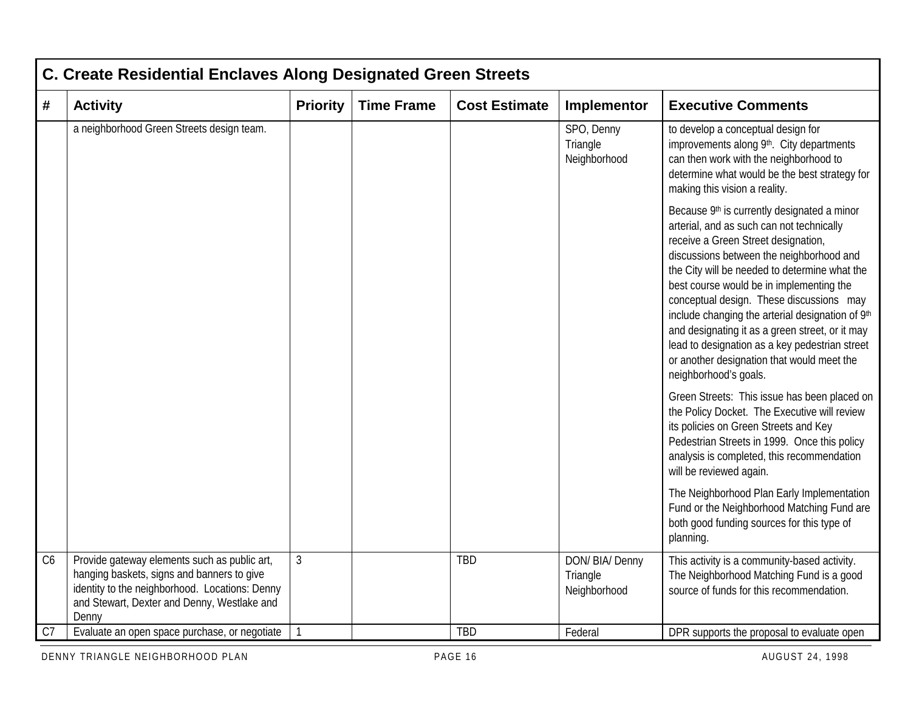| C. Create Residential Enclaves Along Designated Green Streets | | | | | | |
|---|---|---|---|---|---|---|
| # | Activity | Priority | Time Frame | Cost Estimate | Implementor | Executive Comments |
| | a neighborhood Green Streets design team. | | | | SPO, Denny Triangle Neighborhood | to develop a conceptual design for improvements along 9th. City departments can then work with the neighborhood to determine what would be the best strategy for making this vision a reality.<br><br>Because 9th is currently designated a minor arterial, and as such can not technically receive a Green Street designation, discussions between the neighborhood and the City will be needed to determine what the best course would be in implementing the conceptual design. These discussions may include changing the arterial designation of 9th and designating it as a green street, or it may lead to designation as a key pedestrian street or another designation that would meet the neighborhood's goals.<br><br>Green Streets: This issue has been placed on the Policy Docket. The Executive will review its policies on Green Streets and Key Pedestrian Streets in 1999. Once this policy analysis is completed, this recommendation will be reviewed again.<br><br>The Neighborhood Plan Early Implementation Fund or the Neighborhood Matching Fund are both good funding sources for this type of planning. |
| C6 | Provide gateway elements such as public art, hanging baskets, signs and banners to give identity to the neighborhood. Locations: Denny and Stewart, Dexter and Denny, Westlake and Denny | 3 | | TBD | DON/ BIA/ Denny Triangle Neighborhood | This activity is a community-based activity. The Neighborhood Matching Fund is a good source of funds for this recommendation. |
| C7 | Evaluate an open space purchase, or negotiate | 1 | | TBD | Federal | DPR supports the proposal to evaluate open |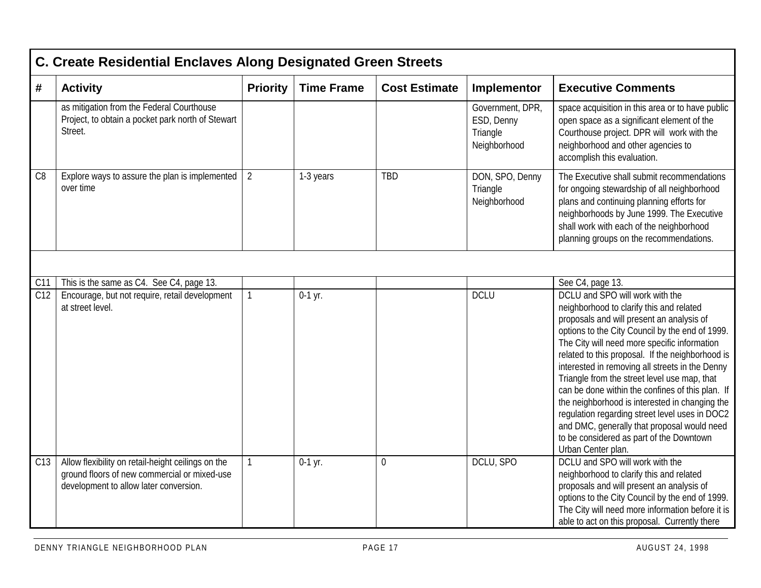## C. Create Residential Enclaves Along Designated Green Streets

| # | Activity | Priority | Time Frame | Cost Estimate | Implementor | Executive Comments |
|---|---|---|---|---|---|---|
| | as mitigation from the Federal Courthouse Project, to obtain a pocket park north of Stewart Street. | | | | Government, DPR, ESD, Denny Triangle Neighborhood | space acquisition in this area or to have public open space as a significant element of the Courthouse project. DPR will work with the neighborhood and other agencies to accomplish this evaluation. |
| C8 | Explore ways to assure the plan is implemented over time | 2 | 1-3 years | TBD | DON, SPO, Denny Triangle Neighborhood | The Executive shall submit recommendations for ongoing stewardship of all neighborhood plans and continuing planning efforts for neighborhoods by June 1999. The Executive shall work with each of the neighborhood planning groups on the recommendations. |
| | | | | | | |
| C11 | This is the same as C4. See C4, page 13. | | | | | See C4, page 13. |
| C12 | Encourage, but not require, retail development at street level. | 1 | 0-1 yr. | | DCLU | DCLU and SPO will work with the neighborhood to clarify this and related proposals and will present an analysis of options to the City Council by the end of 1999. The City will need more specific information related to this proposal. If the neighborhood is interested in removing all streets in the Denny Triangle from the street level use map, that can be done within the confines of this plan. If the neighborhood is interested in changing the regulation regarding street level uses in DOC2 and DMC, generally that proposal would need to be considered as part of the Downtown Urban Center plan. |
| C13 | Allow flexibility on retail-height ceilings on the ground floors of new commercial or mixed-use development to allow later conversion. | 1 | 0-1 yr. | 0 | DCLU, SPO | DCLU and SPO will work with the neighborhood to clarify this and related proposals and will present an analysis of options to the City Council by the end of 1999. The City will need more information before it is able to act on this proposal. Currently there |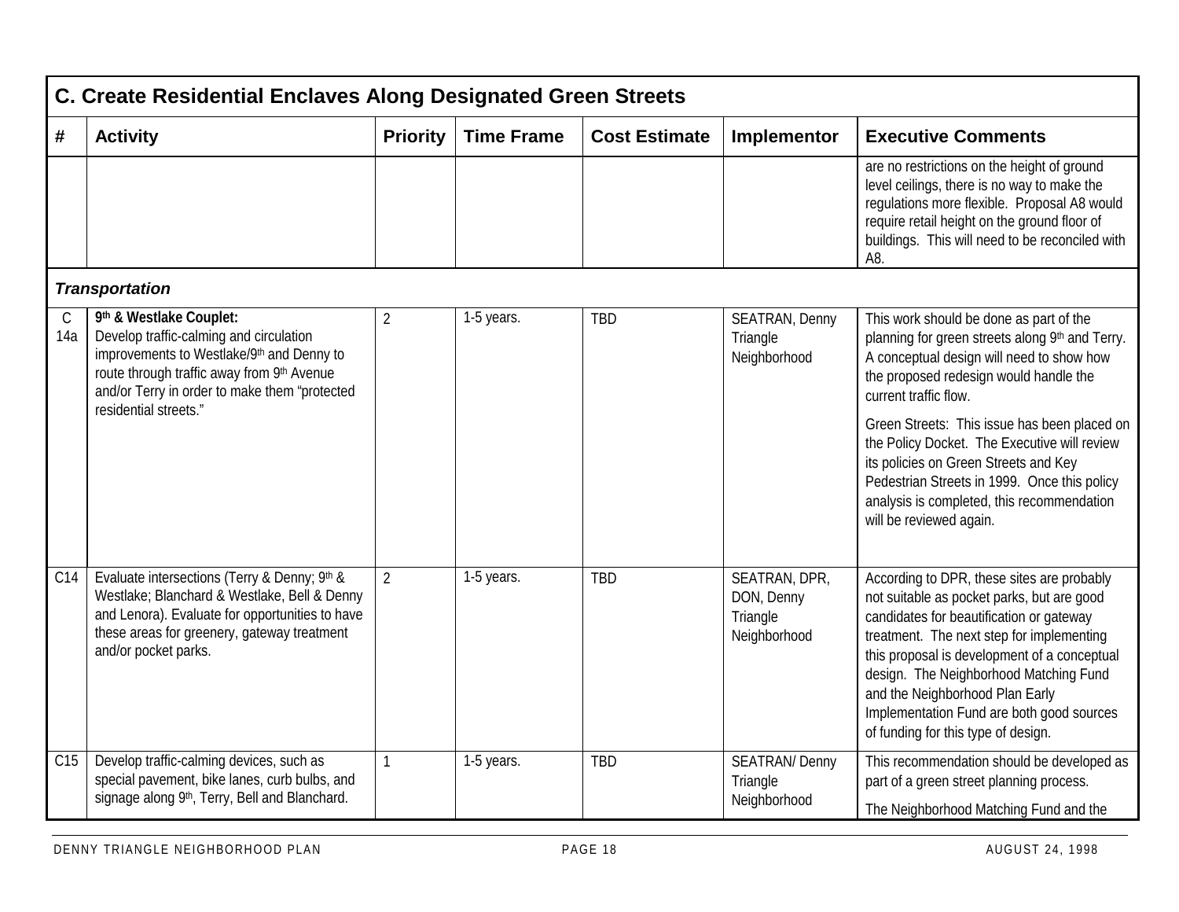## C. Create Residential Enclaves Along Designated Green Streets

| # | Activity | Priority | Time Frame | Cost Estimate | Implementor | Executive Comments |
|---|---|---|---|---|---|---|
| | | | | | | are no restrictions on the height of ground level ceilings, there is no way to make the regulations more flexible. Proposal A8 would require retail height on the ground floor of buildings. This will need to be reconciled with A8. |
| ***Transportation*** | | | | | | |
| C 14a | **9th & Westlake Couplet:** Develop traffic-calming and circulation improvements to Westlake/9th and Denny to route through traffic away from 9th Avenue and/or Terry in order to make them "protected residential streets." | 2 | 1-5 years. | TBD | SEATRAN, Denny Triangle Neighborhood | This work should be done as part of the planning for green streets along 9th and Terry. A conceptual design will need to show how the proposed redesign would handle the current traffic flow. Green Streets: This issue has been placed on the Policy Docket. The Executive will review its policies on Green Streets and Key Pedestrian Streets in 1999. Once this policy analysis is completed, this recommendation will be reviewed again. |
| C14 | Evaluate intersections (Terry & Denny; 9th & Westlake; Blanchard & Westlake, Bell & Denny and Lenora). Evaluate for opportunities to have these areas for greenery, gateway treatment and/or pocket parks. | 2 | 1-5 years. | TBD | SEATRAN, DPR, DON, Denny Triangle Neighborhood | According to DPR, these sites are probably not suitable as pocket parks, but are good candidates for beautification or gateway treatment. The next step for implementing this proposal is development of a conceptual design. The Neighborhood Matching Fund and the Neighborhood Plan Early Implementation Fund are both good sources of funding for this type of design. |
| C15 | Develop traffic-calming devices, such as special pavement, bike lanes, curb bulbs, and signage along 9th, Terry, Bell and Blanchard. | 1 | 1-5 years. | TBD | SEATRAN/ Denny Triangle Neighborhood | This recommendation should be developed as part of a green street planning process. The Neighborhood Matching Fund and the |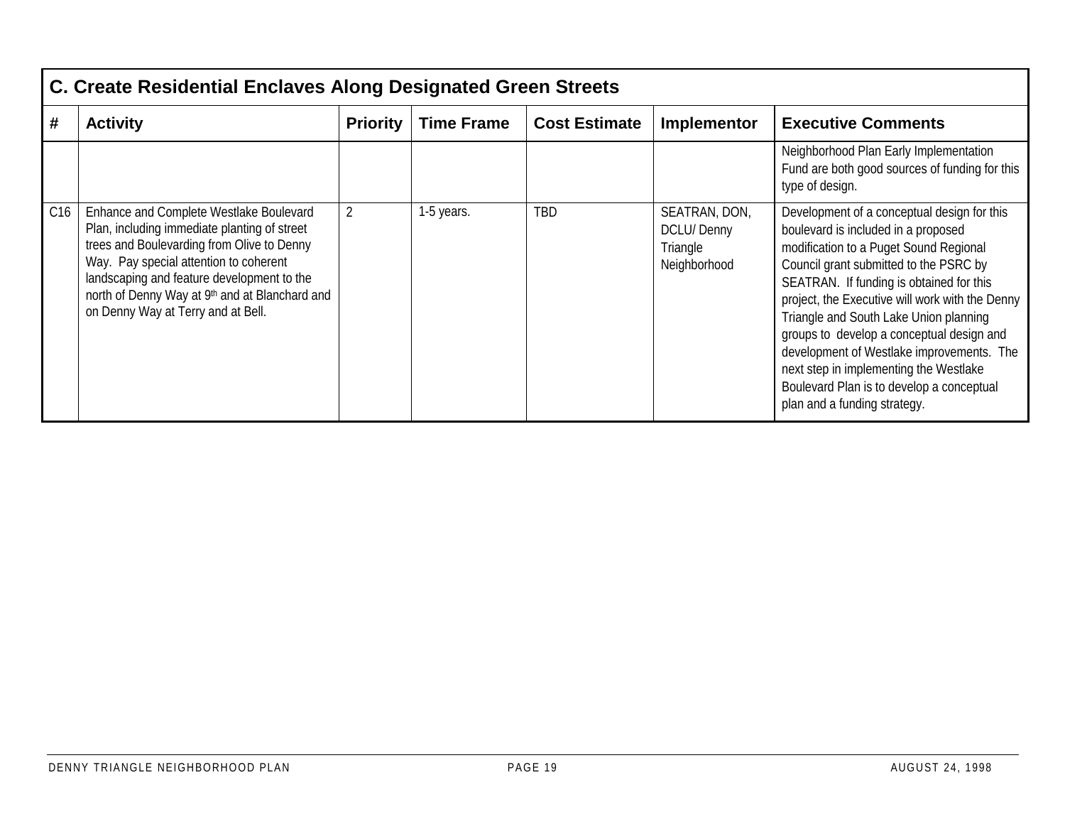## C. Create Residential Enclaves Along Designated Green Streets

| # | Activity | Priority | Time Frame | Cost Estimate | Implementor | Executive Comments |
|---|---|---|---|---|---|---|
| | | | | | | Neighborhood Plan Early Implementation Fund are both good sources of funding for this type of design. |
| C16 | Enhance and Complete Westlake Boulevard Plan, including immediate planting of street trees and Boulevarding from Olive to Denny Way. Pay special attention to coherent landscaping and feature development to the north of Denny Way at 9th and at Blanchard and on Denny Way at Terry and at Bell. | 2 | 1-5 years. | TBD | SEATRAN, DON, DCLU/ Denny Triangle Neighborhood | Development of a conceptual design for this boulevard is included in a proposed modification to a Puget Sound Regional Council grant submitted to the PSRC by SEATRAN. If funding is obtained for this project, the Executive will work with the Denny Triangle and South Lake Union planning groups to develop a conceptual design and development of Westlake improvements. The next step in implementing the Westlake Boulevard Plan is to develop a conceptual plan and a funding strategy. |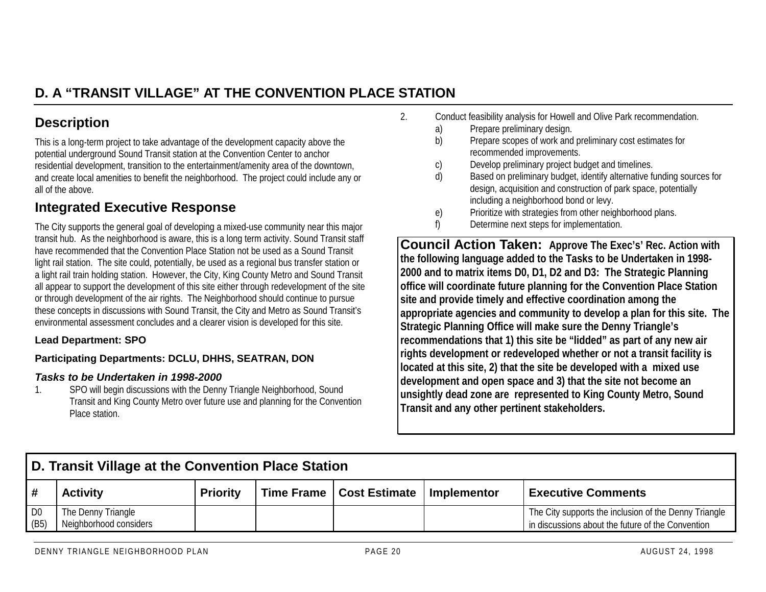# D. A "TRANSIT VILLAGE" AT THE CONVENTION PLACE STATION

## Description

This is a long-term project to take advantage of the development capacity above the potential underground Sound Transit station at the Convention Center to anchor residential development, transition to the entertainment/amenity area of the downtown, and create local amenities to benefit the neighborhood. The project could include any or all of the above.

## Integrated Executive Response

The City supports the general goal of developing a mixed-use community near this major transit hub. As the neighborhood is aware, this is a long term activity. Sound Transit staff have recommended that the Convention Place Station not be used as a Sound Transit light rail station. The site could, potentially, be used as a regional bus transfer station or a light rail train holding station. However, the City, King County Metro and Sound Transit all appear to support the development of this site either through redevelopment of the site or through development of the air rights. The Neighborhood should continue to pursue these concepts in discussions with Sound Transit, the City and Metro as Sound Transit's environmental assessment concludes and a clearer vision is developed for this site.

**Lead Department: SPO**

**Participating Departments: DCLU, DHHS, SEATRAN, DON**

***Tasks to be Undertaken in 1998-2000***

1. SPO will begin discussions with the Denny Triangle Neighborhood, Sound Transit and King County Metro over future use and planning for the Convention Place station.
2. Conduct feasibility analysis for Howell and Olive Park recommendation.
   a) Prepare preliminary design.
   b) Prepare scopes of work and preliminary cost estimates for recommended improvements.
   c) Develop preliminary project budget and timelines.
   d) Based on preliminary budget, identify alternative funding sources for design, acquisition and construction of park space, potentially including a neighborhood bond or levy.
   e) Prioritize with strategies from other neighborhood plans.
   f) Determine next steps for implementation.

**Council Action Taken: Approve The Exec's' Rec. Action with the following language added to the Tasks to be Undertaken in 1998-2000 and to matrix items D0, D1, D2 and D3: The Strategic Planning office will coordinate future planning for the Convention Place Station site and provide timely and effective coordination among the appropriate agencies and community to develop a plan for this site. The Strategic Planning Office will make sure the Denny Triangle's recommendations that 1) this site be "lidded" as part of any new air rights development or redeveloped whether or not a transit facility is located at this site, 2) that the site be developed with a mixed use development and open space and 3) that the site not become an unsightly dead zone are represented to King County Metro, Sound Transit and any other pertinent stakeholders.**

**D. Transit Village at the Convention Place Station**

| # | Activity | Priority | Time Frame | Cost Estimate | Implementor | Executive Comments |
|---|---|---|---|---|---|---|
| D0 (B5) | The Denny Triangle Neighborhood considers | | | | | The City supports the inclusion of the Denny Triangle in discussions about the future of the Convention |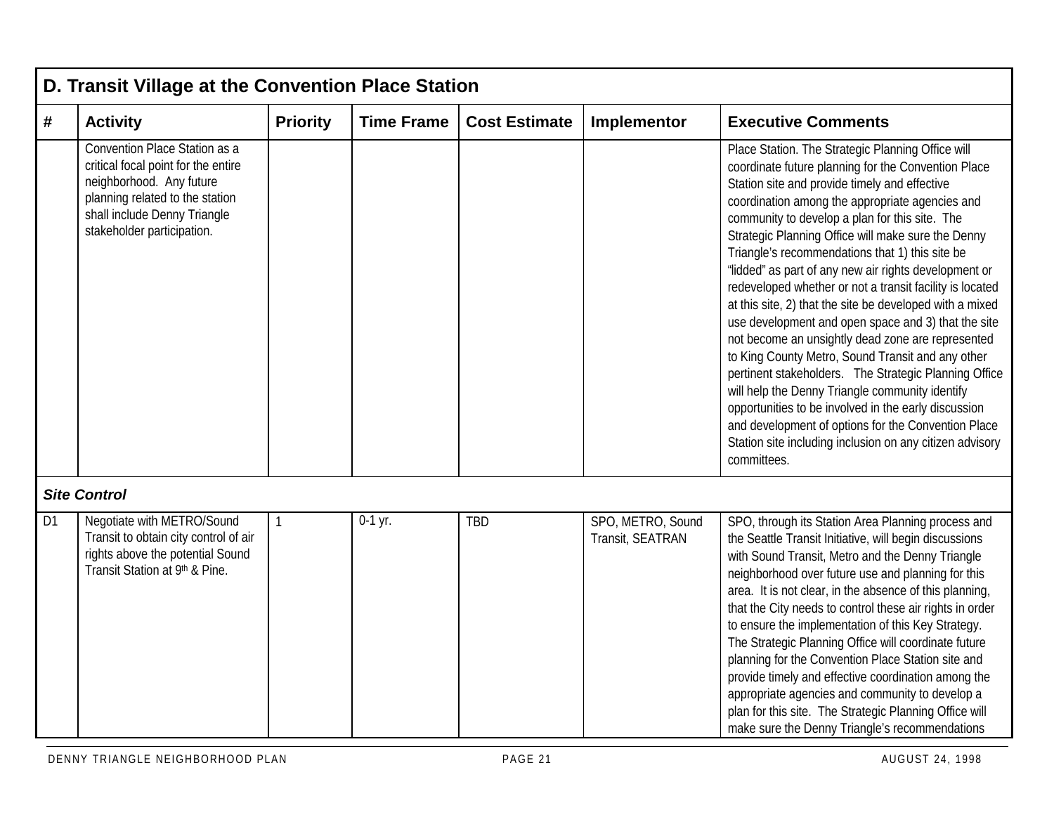## D. Transit Village at the Convention Place Station

| # | Activity | Priority | Time Frame | Cost Estimate | Implementor | Executive Comments |
|---|---|---|---|---|---|---|
| | Convention Place Station as a critical focal point for the entire neighborhood. Any future planning related to the station shall include Denny Triangle stakeholder participation. | | | | | Place Station. The Strategic Planning Office will coordinate future planning for the Convention Place Station site and provide timely and effective coordination among the appropriate agencies and community to develop a plan for this site. The Strategic Planning Office will make sure the Denny Triangle's recommendations that 1) this site be "lidded" as part of any new air rights development or redeveloped whether or not a transit facility is located at this site, 2) that the site be developed with a mixed use development and open space and 3) that the site not become an unsightly dead zone are represented to King County Metro, Sound Transit and any other pertinent stakeholders. The Strategic Planning Office will help the Denny Triangle community identify opportunities to be involved in the early discussion and development of options for the Convention Place Station site including inclusion on any citizen advisory committees. |
| ***Site Control*** | | | | | | |
| D1 | Negotiate with METRO/Sound Transit to obtain city control of air rights above the potential Sound Transit Station at 9th & Pine. | 1 | 0-1 yr. | TBD | SPO, METRO, Sound Transit, SEATRAN | SPO, through its Station Area Planning process and the Seattle Transit Initiative, will begin discussions with Sound Transit, Metro and the Denny Triangle neighborhood over future use and planning for this area. It is not clear, in the absence of this planning, that the City needs to control these air rights in order to ensure the implementation of this Key Strategy. The Strategic Planning Office will coordinate future planning for the Convention Place Station site and provide timely and effective coordination among the appropriate agencies and community to develop a plan for this site. The Strategic Planning Office will make sure the Denny Triangle's recommendations |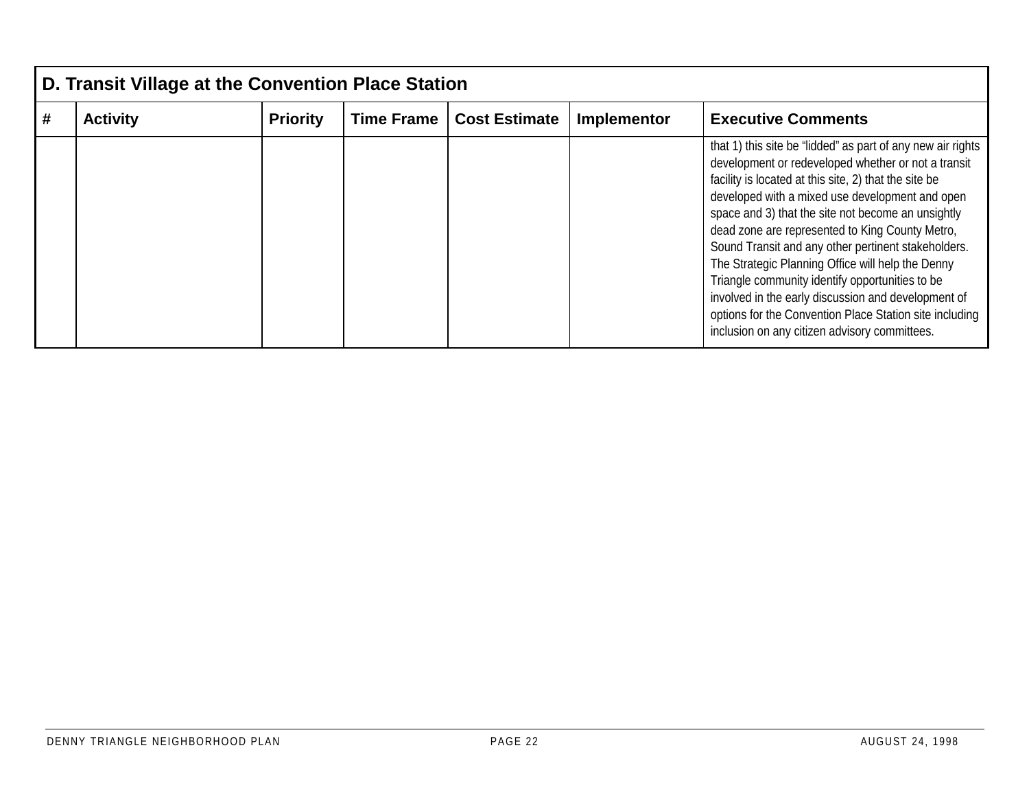| D. Transit Village at the Convention Place Station | | | | | | |
|---|---|---|---|---|---|---|
| # | Activity | Priority | Time Frame | Cost Estimate | Implementor | Executive Comments |
| | | | | | | that 1) this site be "lidded" as part of any new air rights development or redeveloped whether or not a transit facility is located at this site, 2) that the site be developed with a mixed use development and open space and 3) that the site not become an unsightly dead zone are represented to King County Metro, Sound Transit and any other pertinent stakeholders. The Strategic Planning Office will help the Denny Triangle community identify opportunities to be involved in the early discussion and development of options for the Convention Place Station site including inclusion on any citizen advisory committees. |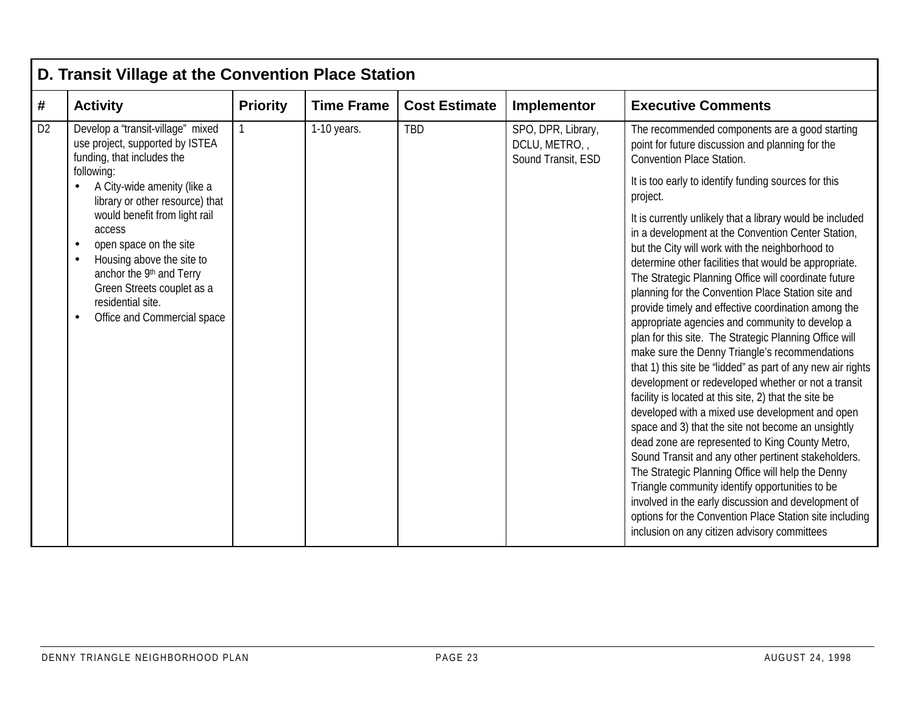| D. Transit Village at the Convention Place Station | | | | | | |
|---|---|---|---|---|---|---|
| **#** | **Activity** | **Priority** | **Time Frame** | **Cost Estimate** | **Implementor** | **Executive Comments** |
| D2 | Develop a "transit-village" mixed use project, supported by ISTEA funding, that includes the following:<br>• A City-wide amenity (like a library or other resource) that would benefit from light rail access<br>• open space on the site<br>• Housing above the site to anchor the 9th and Terry Green Streets couplet as a residential site.<br>• Office and Commercial space | 1 | 1-10 years. | TBD | SPO, DPR, Library, DCLU, METRO, , Sound Transit, ESD | The recommended components are a good starting point for future discussion and planning for the Convention Place Station.<br><br>It is too early to identify funding sources for this project.<br><br>It is currently unlikely that a library would be included in a development at the Convention Center Station, but the City will work with the neighborhood to determine other facilities that would be appropriate. The Strategic Planning Office will coordinate future planning for the Convention Place Station site and provide timely and effective coordination among the appropriate agencies and community to develop a plan for this site. The Strategic Planning Office will make sure the Denny Triangle's recommendations that 1) this site be "lidded" as part of any new air rights development or redeveloped whether or not a transit facility is located at this site, 2) that the site be developed with a mixed use development and open space and 3) that the site not become an unsightly dead zone are represented to King County Metro, Sound Transit and any other pertinent stakeholders. The Strategic Planning Office will help the Denny Triangle community identify opportunities to be involved in the early discussion and development of options for the Convention Place Station site including inclusion on any citizen advisory committees |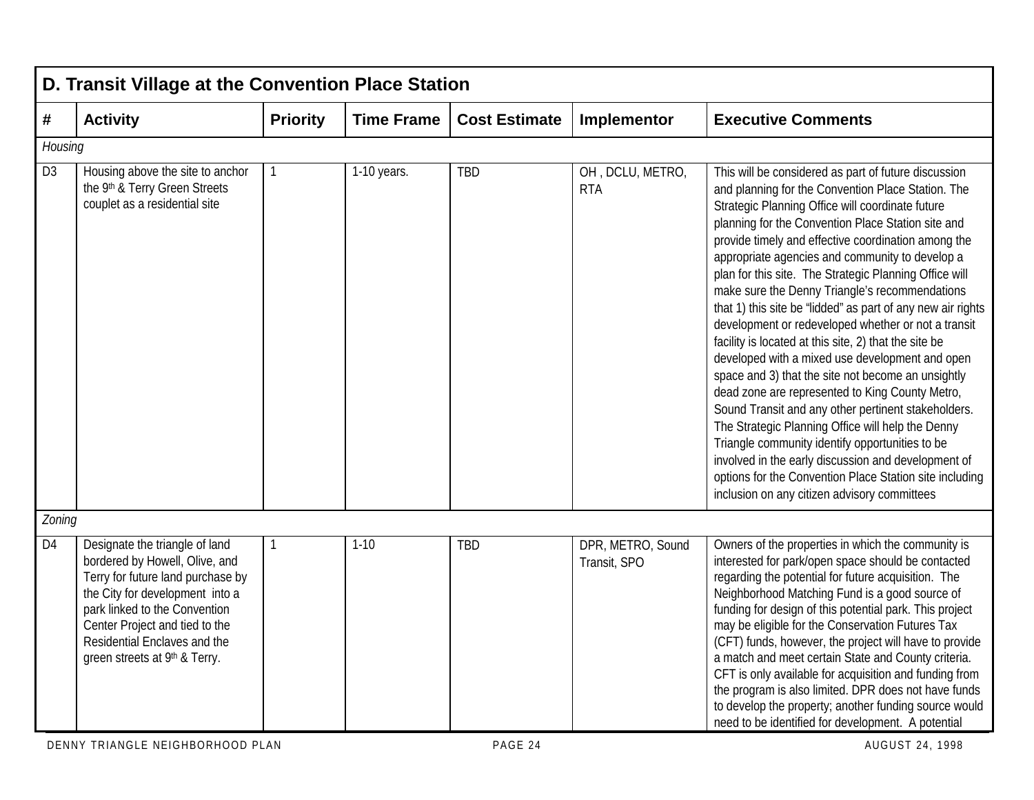## D. Transit Village at the Convention Place Station

| # | Activity | Priority | Time Frame | Cost Estimate | Implementor | Executive Comments |
|---|---|---|---|---|---|---|
| *Housing* | | | | | | |
| D3 | Housing above the site to anchor the 9th & Terry Green Streets couplet as a residential site | 1 | 1-10 years. | TBD | OH , DCLU, METRO, RTA | This will be considered as part of future discussion and planning for the Convention Place Station. The Strategic Planning Office will coordinate future planning for the Convention Place Station site and provide timely and effective coordination among the appropriate agencies and community to develop a plan for this site. The Strategic Planning Office will make sure the Denny Triangle's recommendations that 1) this site be "lidded" as part of any new air rights development or redeveloped whether or not a transit facility is located at this site, 2) that the site be developed with a mixed use development and open space and 3) that the site not become an unsightly dead zone are represented to King County Metro, Sound Transit and any other pertinent stakeholders. The Strategic Planning Office will help the Denny Triangle community identify opportunities to be involved in the early discussion and development of options for the Convention Place Station site including inclusion on any citizen advisory committees |
| *Zoning* | | | | | | |
| D4 | Designate the triangle of land bordered by Howell, Olive, and Terry for future land purchase by the City for development into a park linked to the Convention Center Project and tied to the Residential Enclaves and the green streets at 9th & Terry. | 1 | 1-10 | TBD | DPR, METRO, Sound Transit, SPO | Owners of the properties in which the community is interested for park/open space should be contacted regarding the potential for future acquisition. The Neighborhood Matching Fund is a good source of funding for design of this potential park. This project may be eligible for the Conservation Futures Tax (CFT) funds, however, the project will have to provide a match and meet certain State and County criteria. CFT is only available for acquisition and funding from the program is also limited. DPR does not have funds to develop the property; another funding source would need to be identified for development. A potential |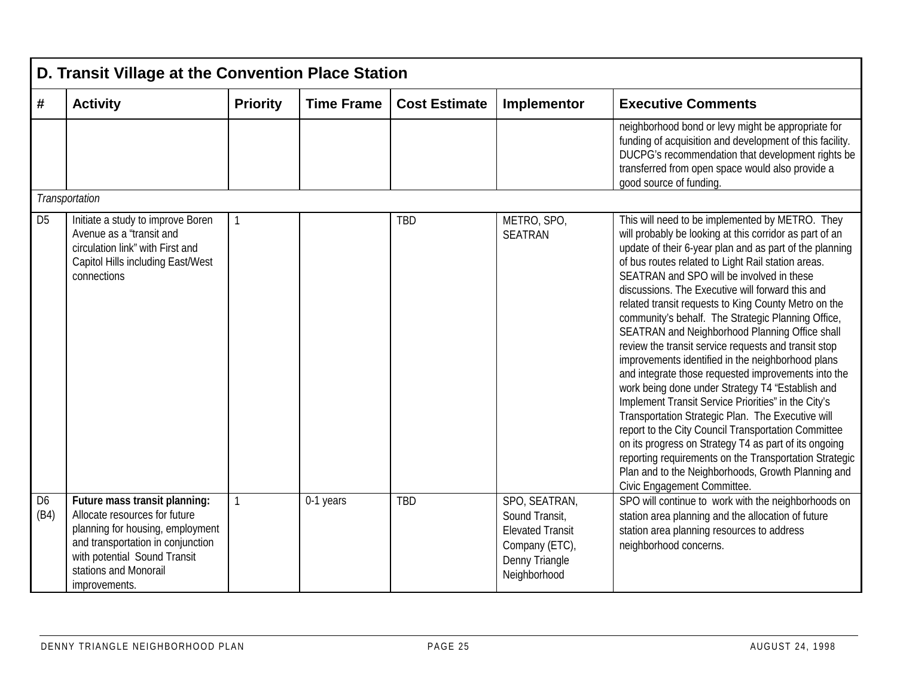| D. Transit Village at the Convention Place Station | | | | | | |
|---|---|---|---|---|---|---|
| **#** | **Activity** | **Priority** | **Time Frame** | **Cost Estimate** | **Implementor** | **Executive Comments** |
| | | | | | | neighborhood bond or levy might be appropriate for funding of acquisition and development of this facility. DUCPG's recommendation that development rights be transferred from open space would also provide a good source of funding. |
| *Transportation* | | | | | | |
| D5 | Initiate a study to improve Boren Avenue as a "transit and circulation link" with First and Capitol Hills including East/West connections | 1 | | TBD | METRO, SPO, SEATRAN | This will need to be implemented by METRO. They will probably be looking at this corridor as part of an update of their 6-year plan and as part of the planning of bus routes related to Light Rail station areas. SEATRAN and SPO will be involved in these discussions. The Executive will forward this and related transit requests to King County Metro on the community's behalf. The Strategic Planning Office, SEATRAN and Neighborhood Planning Office shall review the transit service requests and transit stop improvements identified in the neighborhood plans and integrate those requested improvements into the work being done under Strategy T4 "Establish and Implement Transit Service Priorities" in the City's Transportation Strategic Plan. The Executive will report to the City Council Transportation Committee on its progress on Strategy T4 as part of its ongoing reporting requirements on the Transportation Strategic Plan and to the Neighborhoods, Growth Planning and Civic Engagement Committee. |
| D6 (B4) | **Future mass transit planning:** Allocate resources for future planning for housing, employment and transportation in conjunction with potential Sound Transit stations and Monorail improvements. | 1 | 0-1 years | TBD | SPO, SEATRAN, Sound Transit, Elevated Transit Company (ETC), Denny Triangle Neighborhood | SPO will continue to work with the neighborhoods on station area planning and the allocation of future station area planning resources to address neighborhood concerns. |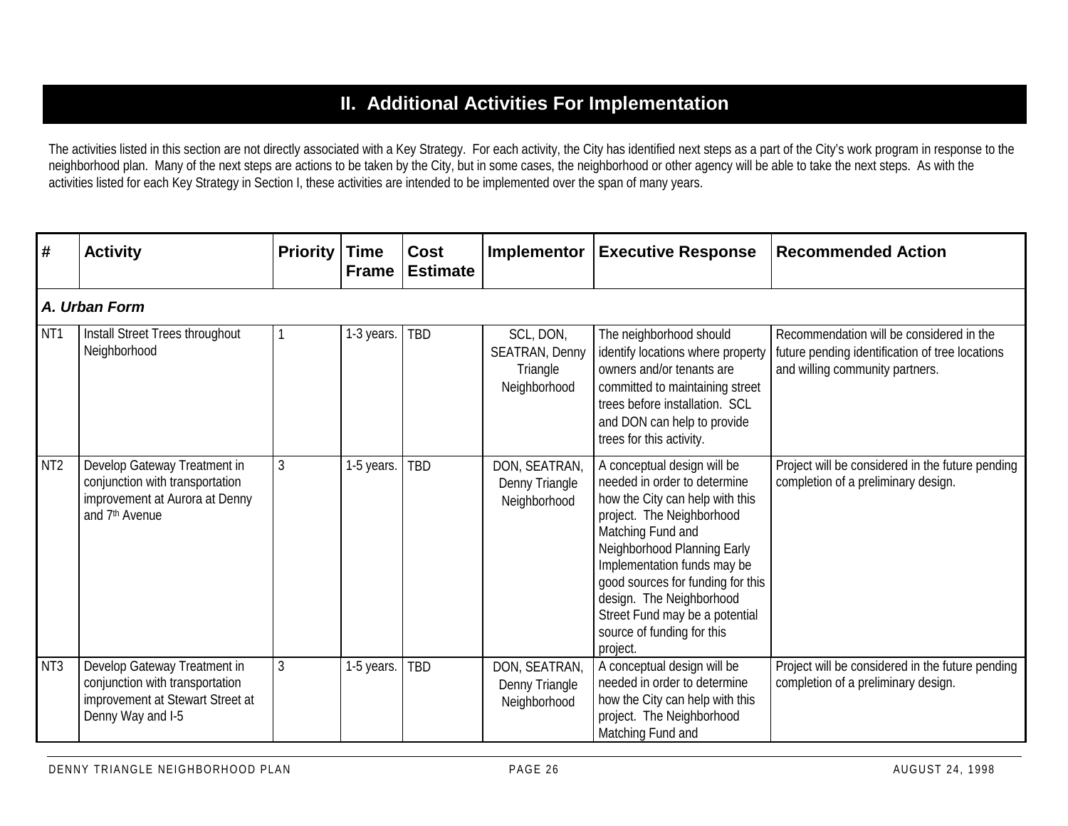## II. Additional Activities For Implementation

The activities listed in this section are not directly associated with a Key Strategy. For each activity, the City has identified next steps as a part of the City's work program in response to the neighborhood plan. Many of the next steps are actions to be taken by the City, but in some cases, the neighborhood or other agency will be able to take the next steps. As with the activities listed for each Key Strategy in Section I, these activities are intended to be implemented over the span of many years.

| # | Activity | Priority | Time Frame | Cost Estimate | Implementor | Executive Response | Recommended Action |
|---|---|---|---|---|---|---|---|
| ***A. Urban Form*** | | | | | | | |
| NT1 | Install Street Trees throughout Neighborhood | 1 | 1-3 years. | TBD | SCL, DON, SEATRAN, Denny Triangle Neighborhood | The neighborhood should identify locations where property owners and/or tenants are committed to maintaining street trees before installation. SCL and DON can help to provide trees for this activity. | Recommendation will be considered in the future pending identification of tree locations and willing community partners. |
| NT2 | Develop Gateway Treatment in conjunction with transportation improvement at Aurora at Denny and 7th Avenue | 3 | 1-5 years. | TBD | DON, SEATRAN, Denny Triangle Neighborhood | A conceptual design will be needed in order to determine how the City can help with this project. The Neighborhood Matching Fund and Neighborhood Planning Early Implementation funds may be good sources for funding for this design. The Neighborhood Street Fund may be a potential source of funding for this project. | Project will be considered in the future pending completion of a preliminary design. |
| NT3 | Develop Gateway Treatment in conjunction with transportation improvement at Stewart Street at Denny Way and I-5 | 3 | 1-5 years. | TBD | DON, SEATRAN, Denny Triangle Neighborhood | A conceptual design will be needed in order to determine how the City can help with this project. The Neighborhood Matching Fund and | Project will be considered in the future pending completion of a preliminary design. |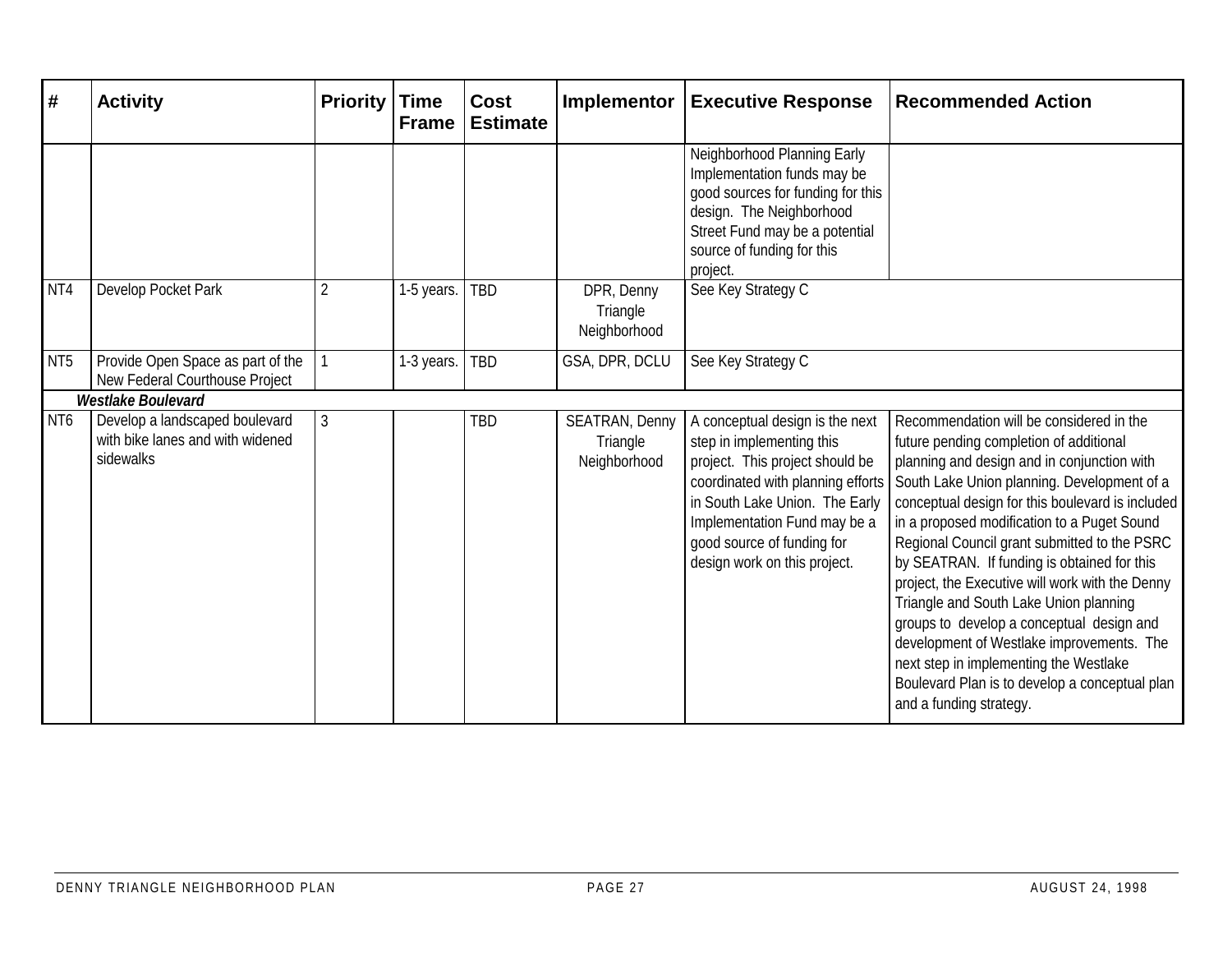| # | Activity | Priority | Time Frame | Cost Estimate | Implementor | Executive Response | Recommended Action |
|---|---|---|---|---|---|---|---|
| | | | | | | Neighborhood Planning Early Implementation funds may be good sources for funding for this design. The Neighborhood Street Fund may be a potential source of funding for this project. | |
| NT4 | Develop Pocket Park | 2 | 1-5 years. | TBD | DPR, Denny Triangle Neighborhood | See Key Strategy C | |
| NT5 | Provide Open Space as part of the New Federal Courthouse Project | 1 | 1-3 years. | TBD | GSA, DPR, DCLU | See Key Strategy C | |
| | ***Westlake Boulevard*** | | | | | | |
| NT6 | Develop a landscaped boulevard with bike lanes and with widened sidewalks | 3 | | TBD | SEATRAN, Denny Triangle Neighborhood | A conceptual design is the next step in implementing this project. This project should be coordinated with planning efforts in South Lake Union. The Early Implementation Fund may be a good source of funding for design work on this project. | Recommendation will be considered in the future pending completion of additional planning and design and in conjunction with South Lake Union planning. Development of a conceptual design for this boulevard is included in a proposed modification to a Puget Sound Regional Council grant submitted to the PSRC by SEATRAN. If funding is obtained for this project, the Executive will work with the Denny Triangle and South Lake Union planning groups to develop a conceptual design and development of Westlake improvements. The next step in implementing the Westlake Boulevard Plan is to develop a conceptual plan and a funding strategy. |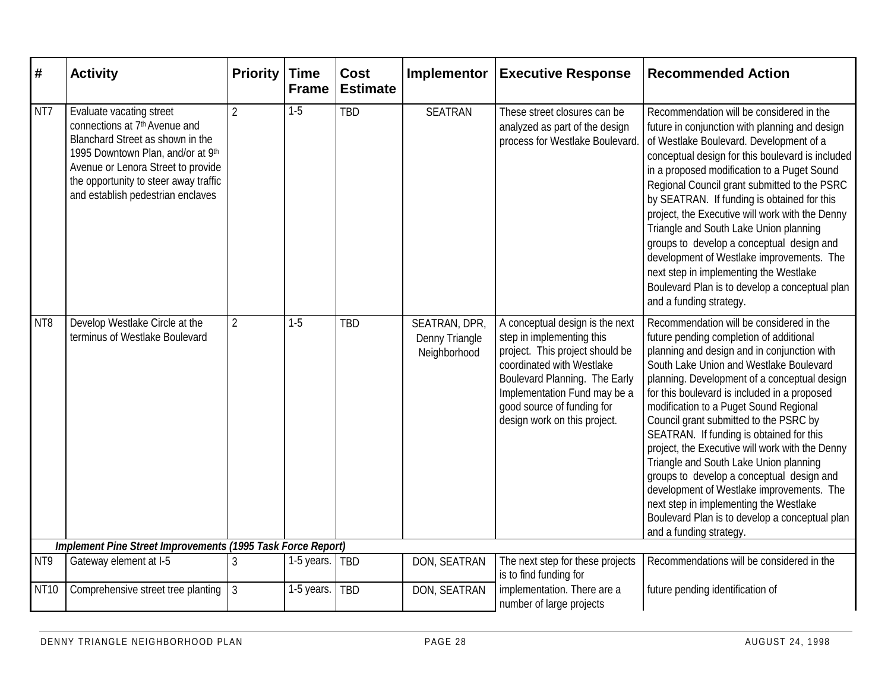| # | Activity | Priority | Time Frame | Cost Estimate | Implementor | Executive Response | Recommended Action |
|---|---|---|---|---|---|---|---|
| NT7 | Evaluate vacating street connections at 7th Avenue and Blanchard Street as shown in the 1995 Downtown Plan, and/or at 9th Avenue or Lenora Street to provide the opportunity to steer away traffic and establish pedestrian enclaves | 2 | 1-5 | TBD | SEATRAN | These street closures can be analyzed as part of the design process for Westlake Boulevard. | Recommendation will be considered in the future in conjunction with planning and design of Westlake Boulevard. Development of a conceptual design for this boulevard is included in a proposed modification to a Puget Sound Regional Council grant submitted to the PSRC by SEATRAN. If funding is obtained for this project, the Executive will work with the Denny Triangle and South Lake Union planning groups to develop a conceptual design and development of Westlake improvements. The next step in implementing the Westlake Boulevard Plan is to develop a conceptual plan and a funding strategy. |
| NT8 | Develop Westlake Circle at the terminus of Westlake Boulevard | 2 | 1-5 | TBD | SEATRAN, DPR, Denny Triangle Neighborhood | A conceptual design is the next step in implementing this project. This project should be coordinated with Westlake Boulevard Planning. The Early Implementation Fund may be a good source of funding for design work on this project. | Recommendation will be considered in the future pending completion of additional planning and design and in conjunction with South Lake Union and Westlake Boulevard planning. Development of a conceptual design for this boulevard is included in a proposed modification to a Puget Sound Regional Council grant submitted to the PSRC by SEATRAN. If funding is obtained for this project, the Executive will work with the Denny Triangle and South Lake Union planning groups to develop a conceptual design and development of Westlake improvements. The next step in implementing the Westlake Boulevard Plan is to develop a conceptual plan and a funding strategy. |
| | ***Implement Pine Street Improvements (1995 Task Force Report)*** | | | | | | |
| NT9 | Gateway element at I-5 | 3 | 1-5 years. | TBD | DON, SEATRAN | The next step for these projects is to find funding for implementation. There are a number of large projects | Recommendations will be considered in the future pending identification of |
| NT10 | Comprehensive street tree planting | 3 | 1-5 years. | TBD | DON, SEATRAN | | |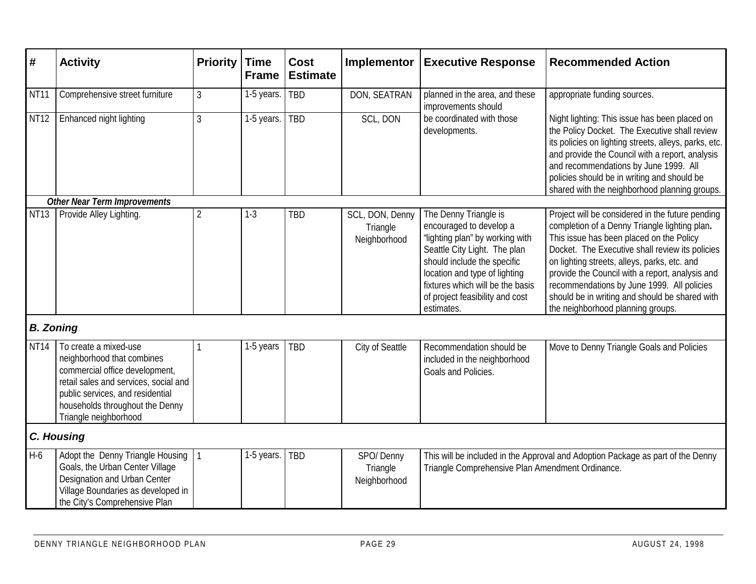| # | Activity | Priority | Time Frame | Cost Estimate | Implementor | Executive Response | Recommended Action |
|---|---|---|---|---|---|---|---|
| NT11 | Comprehensive street furniture | 3 | 1-5 years. | TBD | DON, SEATRAN | planned in the area, and these improvements should | appropriate funding sources. |
| NT12 | Enhanced night lighting | 3 | 1-5 years. | TBD | SCL, DON | be coordinated with those developments. | Night lighting: This issue has been placed on the Policy Docket. The Executive shall review its policies on lighting streets, alleys, parks, etc. and provide the Council with a report, analysis and recommendations by June 1999. All policies should be in writing and should be shared with the neighborhood planning groups. |
| | ***Other Near Term Improvements*** | | | | | | |
| NT13 | Provide Alley Lighting. | 2 | 1-3 | TBD | SCL, DON, Denny Triangle Neighborhood | The Denny Triangle is encouraged to develop a "lighting plan" by working with Seattle City Light. The plan should include the specific location and type of lighting fixtures which will be the basis of project feasibility and cost estimates. | Project will be considered in the future pending completion of a Denny Triangle lighting plan. This issue has been placed on the Policy Docket. The Executive shall review its policies on lighting streets, alleys, parks, etc. and provide the Council with a report, analysis and recommendations by June 1999. All policies should be in writing and should be shared with the neighborhood planning groups. |
| ***B. Zoning*** | | | | | | | |
| NT14 | To create a mixed-use neighborhood that combines commercial office development, retail sales and services, social and public services, and residential households throughout the Denny Triangle neighborhood | 1 | 1-5 years | TBD | City of Seattle | Recommendation should be included in the neighborhood Goals and Policies. | Move to Denny Triangle Goals and Policies |
| ***C. Housing*** | | | | | | | |
| H-6 | Adopt the Denny Triangle Housing Goals, the Urban Center Village Designation and Urban Center Village Boundaries as developed in the City's Comprehensive Plan | 1 | 1-5 years. | TBD | SPO/ Denny Triangle Neighborhood | This will be included in the Approval and Adoption Package as part of the Denny Triangle Comprehensive Plan Amendment Ordinance. | |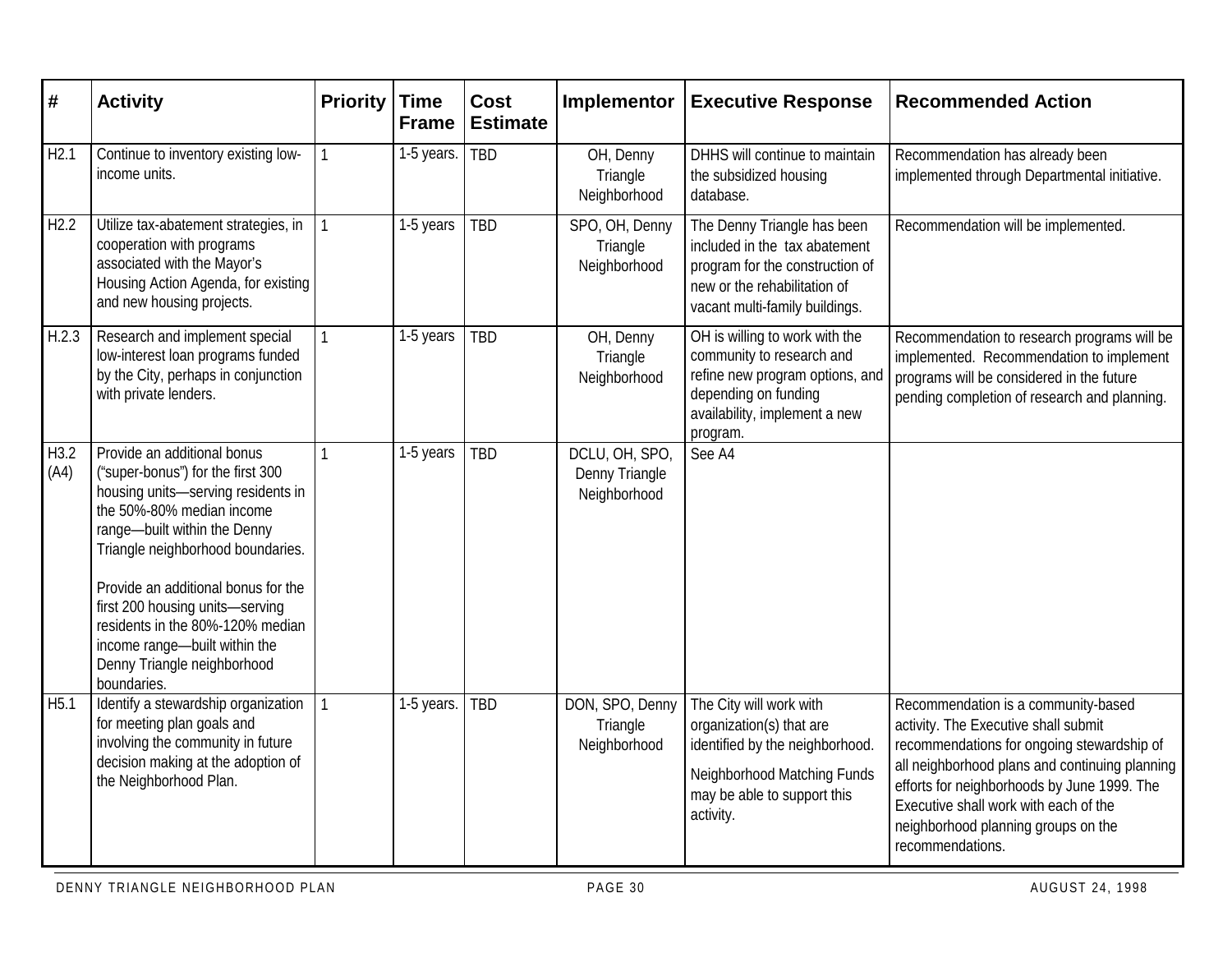| # | Activity | Priority | Time Frame | Cost Estimate | Implementor | Executive Response | Recommended Action |
|---|---|---|---|---|---|---|---|
| H2.1 | Continue to inventory existing low-income units. | 1 | 1-5 years. | TBD | OH, Denny Triangle Neighborhood | DHHS will continue to maintain the subsidized housing database. | Recommendation has already been implemented through Departmental initiative. |
| H2.2 | Utilize tax-abatement strategies, in cooperation with programs associated with the Mayor's Housing Action Agenda, for existing and new housing projects. | 1 | 1-5 years | TBD | SPO, OH, Denny Triangle Neighborhood | The Denny Triangle has been included in the tax abatement program for the construction of new or the rehabilitation of vacant multi-family buildings. | Recommendation will be implemented. |
| H.2.3 | Research and implement special low-interest loan programs funded by the City, perhaps in conjunction with private lenders. | 1 | 1-5 years | TBD | OH, Denny Triangle Neighborhood | OH is willing to work with the community to research and refine new program options, and depending on funding availability, implement a new program. | Recommendation to research programs will be implemented. Recommendation to implement programs will be considered in the future pending completion of research and planning. |
| H3.2 (A4) | Provide an additional bonus ("super-bonus") for the first 300 housing units—serving residents in the 50%-80% median income range—built within the Denny Triangle neighborhood boundaries.<br><br>Provide an additional bonus for the first 200 housing units—serving residents in the 80%-120% median income range—built within the Denny Triangle neighborhood boundaries. | 1 | 1-5 years | TBD | DCLU, OH, SPO, Denny Triangle Neighborhood | See A4 | |
| H5.1 | Identify a stewardship organization for meeting plan goals and involving the community in future decision making at the adoption of the Neighborhood Plan. | 1 | 1-5 years. | TBD | DON, SPO, Denny Triangle Neighborhood | The City will work with organization(s) that are identified by the neighborhood.<br><br>Neighborhood Matching Funds may be able to support this activity. | Recommendation is a community-based activity. The Executive shall submit recommendations for ongoing stewardship of all neighborhood plans and continuing planning efforts for neighborhoods by June 1999. The Executive shall work with each of the neighborhood planning groups on the recommendations. |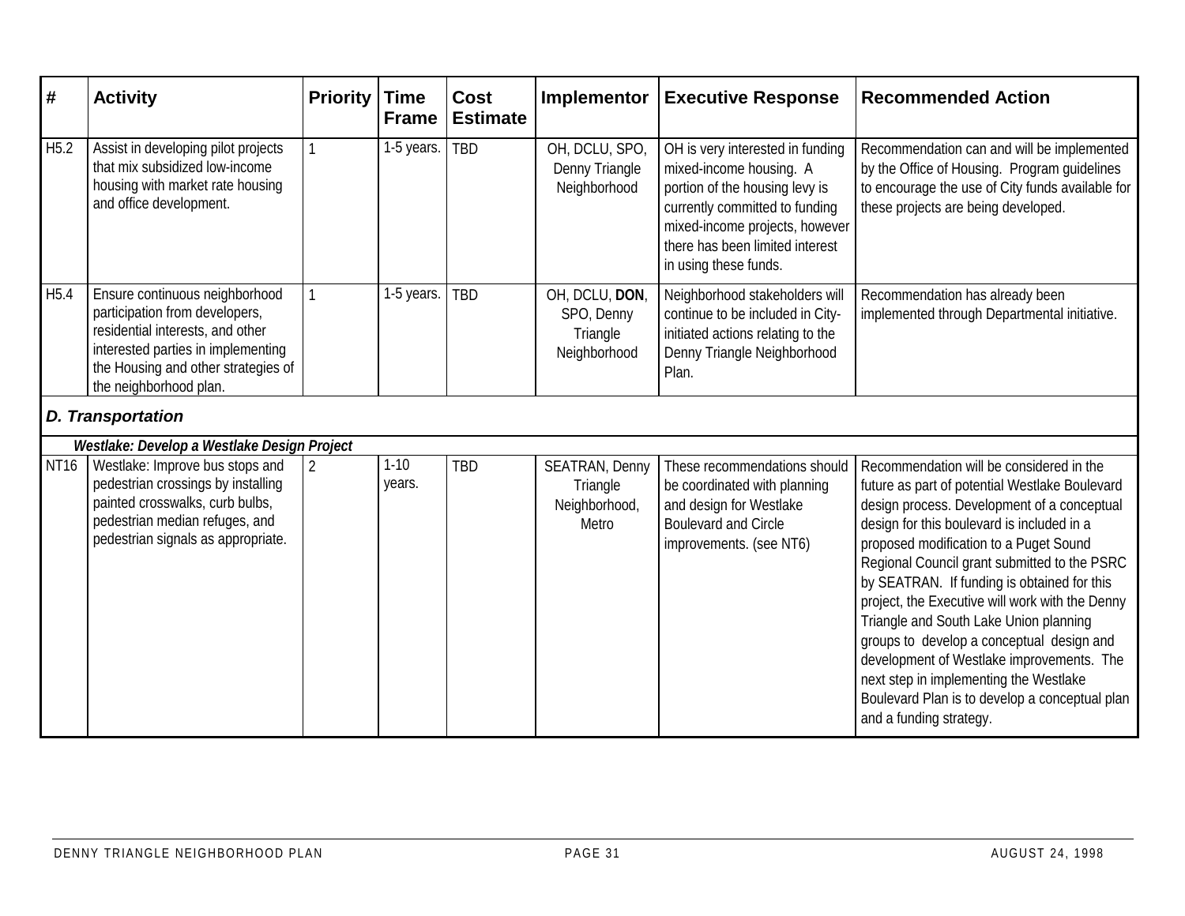| # | Activity | Priority | Time Frame | Cost Estimate | Implementor | Executive Response | Recommended Action |
|---|---|---|---|---|---|---|---|
| H5.2 | Assist in developing pilot projects that mix subsidized low-income housing with market rate housing and office development. | 1 | 1-5 years. | TBD | OH, DCLU, SPO, Denny Triangle Neighborhood | OH is very interested in funding mixed-income housing. A portion of the housing levy is currently committed to funding mixed-income projects, however there has been limited interest in using these funds. | Recommendation can and will be implemented by the Office of Housing. Program guidelines to encourage the use of City funds available for these projects are being developed. |
| H5.4 | Ensure continuous neighborhood participation from developers, residential interests, and other interested parties in implementing the Housing and other strategies of the neighborhood plan. | 1 | 1-5 years. | TBD | OH, DCLU, **DON**, SPO, Denny Triangle Neighborhood | Neighborhood stakeholders will continue to be included in City-initiated actions relating to the Denny Triangle Neighborhood Plan. | Recommendation has already been implemented through Departmental initiative. |
| ***D. Transportation*** | | | | | | | |
| ***Westlake: Develop a Westlake Design Project*** | | | | | | | |
| NT16 | Westlake: Improve bus stops and pedestrian crossings by installing painted crosswalks, curb bulbs, pedestrian median refuges, and pedestrian signals as appropriate. | 2 | 1-10 years. | TBD | SEATRAN, Denny Triangle Neighborhood, Metro | These recommendations should be coordinated with planning and design for Westlake Boulevard and Circle improvements. (see NT6) | Recommendation will be considered in the future as part of potential Westlake Boulevard design process. Development of a conceptual design for this boulevard is included in a proposed modification to a Puget Sound Regional Council grant submitted to the PSRC by SEATRAN. If funding is obtained for this project, the Executive will work with the Denny Triangle and South Lake Union planning groups to develop a conceptual design and development of Westlake improvements. The next step in implementing the Westlake Boulevard Plan is to develop a conceptual plan and a funding strategy. |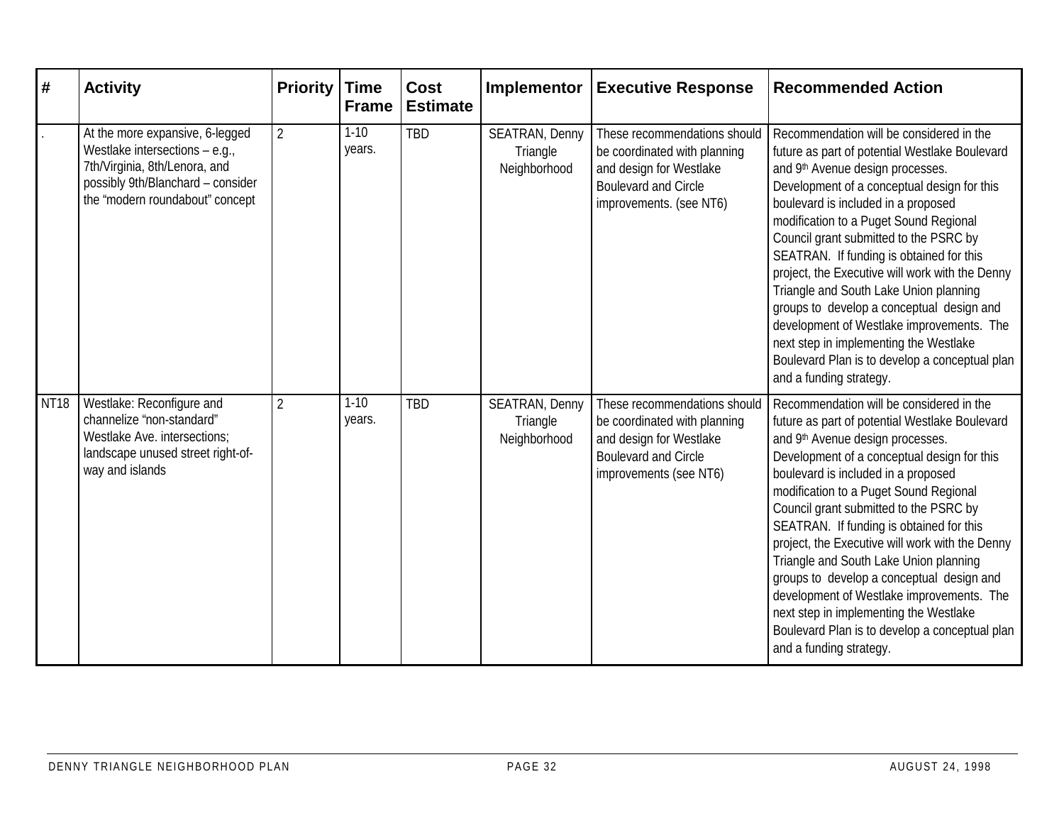| # | Activity | Priority | Time Frame | Cost Estimate | Implementor | Executive Response | Recommended Action |
|---|---|---|---|---|---|---|---|
| . | At the more expansive, 6-legged Westlake intersections – e.g., 7th/Virginia, 8th/Lenora, and possibly 9th/Blanchard – consider the "modern roundabout" concept | 2 | 1-10 years. | TBD | SEATRAN, Denny Triangle Neighborhood | These recommendations should be coordinated with planning and design for Westlake Boulevard and Circle improvements. (see NT6) | Recommendation will be considered in the future as part of potential Westlake Boulevard and 9th Avenue design processes. Development of a conceptual design for this boulevard is included in a proposed modification to a Puget Sound Regional Council grant submitted to the PSRC by SEATRAN. If funding is obtained for this project, the Executive will work with the Denny Triangle and South Lake Union planning groups to develop a conceptual design and development of Westlake improvements. The next step in implementing the Westlake Boulevard Plan is to develop a conceptual plan and a funding strategy. |
| NT18 | Westlake: Reconfigure and channelize "non-standard" Westlake Ave. intersections; landscape unused street right-of-way and islands | 2 | 1-10 years. | TBD | SEATRAN, Denny Triangle Neighborhood | These recommendations should be coordinated with planning and design for Westlake Boulevard and Circle improvements (see NT6) | Recommendation will be considered in the future as part of potential Westlake Boulevard and 9th Avenue design processes. Development of a conceptual design for this boulevard is included in a proposed modification to a Puget Sound Regional Council grant submitted to the PSRC by SEATRAN. If funding is obtained for this project, the Executive will work with the Denny Triangle and South Lake Union planning groups to develop a conceptual design and development of Westlake improvements. The next step in implementing the Westlake Boulevard Plan is to develop a conceptual plan and a funding strategy. |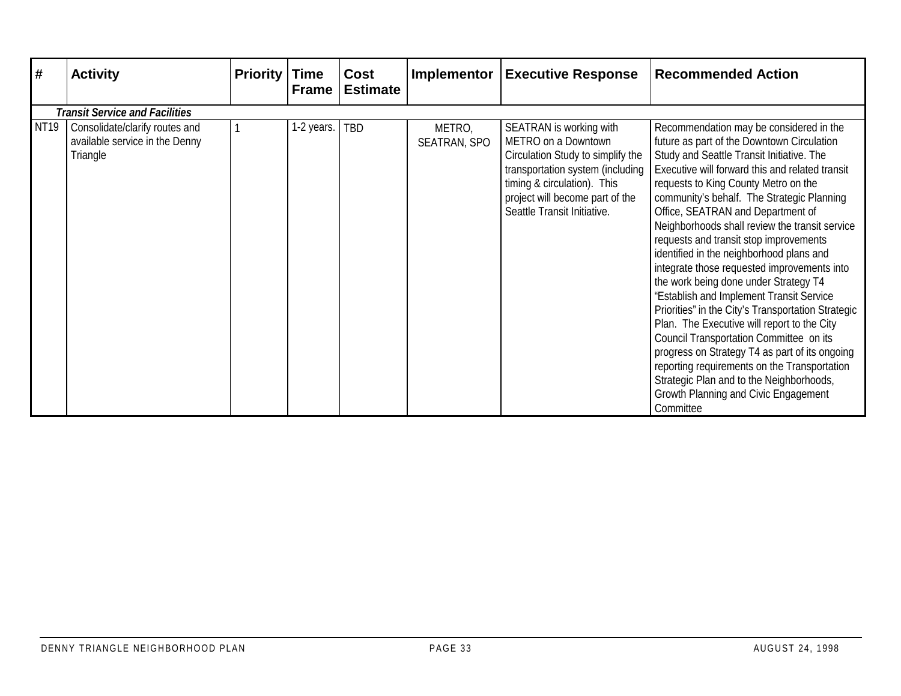| # | Activity | Priority | Time Frame | Cost Estimate | Implementor | Executive Response | Recommended Action |
|---|---|---|---|---|---|---|---|
| ***Transit Service and Facilities*** | | | | | | | |
| NT19 | Consolidate/clarify routes and available service in the Denny Triangle | 1 | 1-2 years. | TBD | METRO, SEATRAN, SPO | SEATRAN is working with METRO on a Downtown Circulation Study to simplify the transportation system (including timing & circulation). This project will become part of the Seattle Transit Initiative. | Recommendation may be considered in the future as part of the Downtown Circulation Study and Seattle Transit Initiative. The Executive will forward this and related transit requests to King County Metro on the community's behalf. The Strategic Planning Office, SEATRAN and Department of Neighborhoods shall review the transit service requests and transit stop improvements identified in the neighborhood plans and integrate those requested improvements into the work being done under Strategy T4 "Establish and Implement Transit Service Priorities" in the City's Transportation Strategic Plan. The Executive will report to the City Council Transportation Committee on its progress on Strategy T4 as part of its ongoing reporting requirements on the Transportation Strategic Plan and to the Neighborhoods, Growth Planning and Civic Engagement Committee |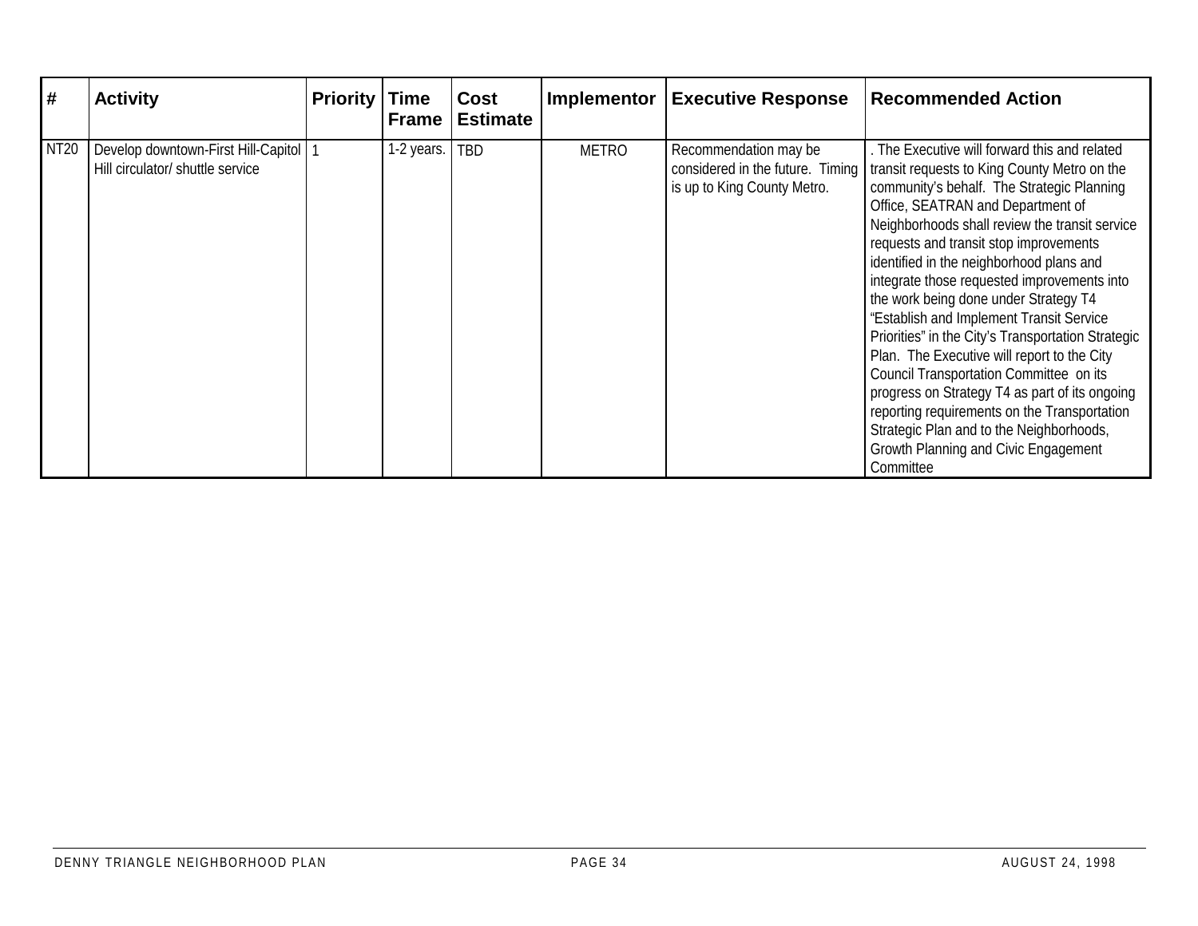| # | Activity | Priority | Time Frame | Cost Estimate | Implementor | Executive Response | Recommended Action |
|---|---|---|---|---|---|---|---|
| NT20 | Develop downtown-First Hill-Capitol Hill circulator/ shuttle service | 1 | 1-2 years. | TBD | METRO | Recommendation may be considered in the future. Timing is up to King County Metro. | . The Executive will forward this and related transit requests to King County Metro on the community's behalf. The Strategic Planning Office, SEATRAN and Department of Neighborhoods shall review the transit service requests and transit stop improvements identified in the neighborhood plans and integrate those requested improvements into the work being done under Strategy T4 "Establish and Implement Transit Service Priorities" in the City's Transportation Strategic Plan. The Executive will report to the City Council Transportation Committee on its progress on Strategy T4 as part of its ongoing reporting requirements on the Transportation Strategic Plan and to the Neighborhoods, Growth Planning and Civic Engagement Committee |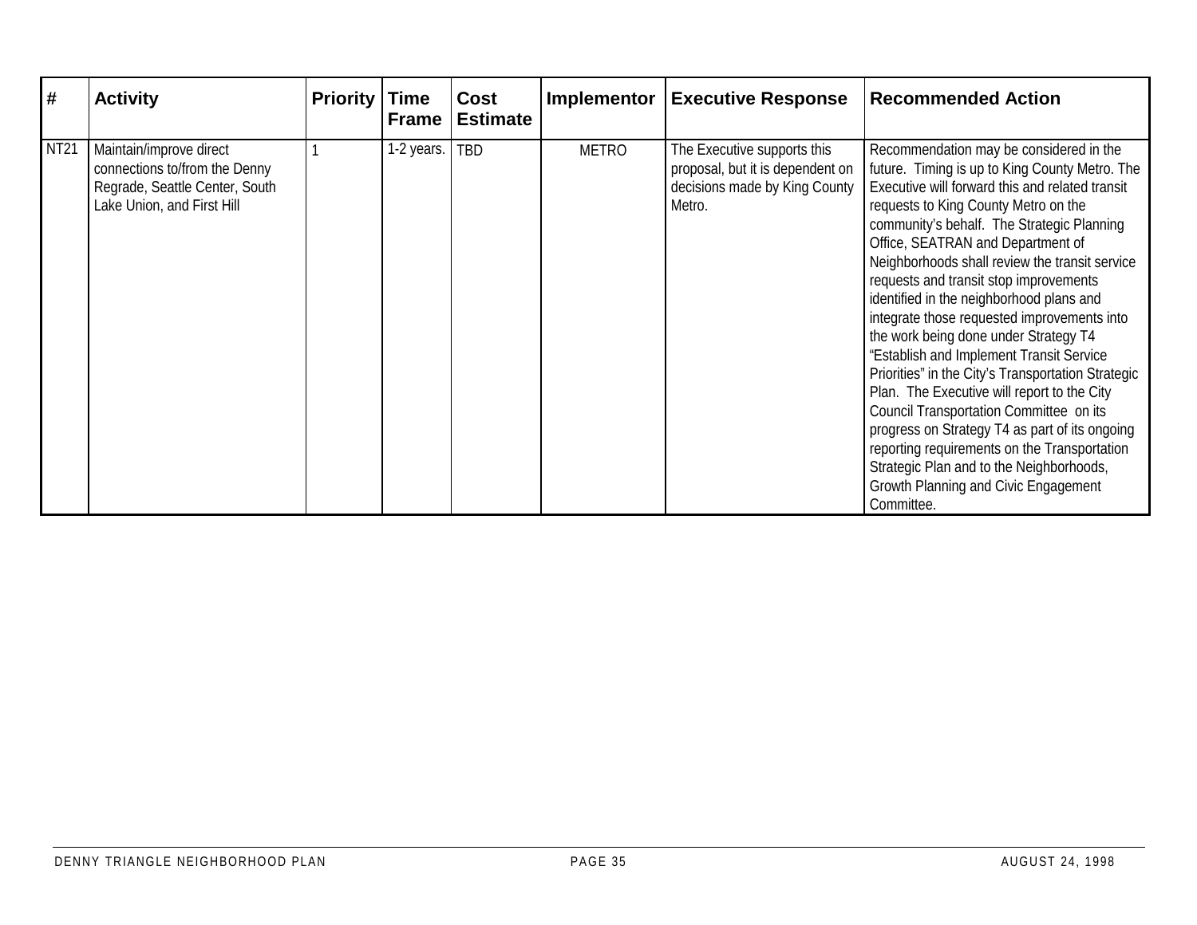| # | Activity | Priority | Time Frame | Cost Estimate | Implementor | Executive Response | Recommended Action |
|---|---|---|---|---|---|---|---|
| NT21 | Maintain/improve direct connections to/from the Denny Regrade, Seattle Center, South Lake Union, and First Hill | 1 | 1-2 years. | TBD | METRO | The Executive supports this proposal, but it is dependent on decisions made by King County Metro. | Recommendation may be considered in the future. Timing is up to King County Metro. The Executive will forward this and related transit requests to King County Metro on the community's behalf. The Strategic Planning Office, SEATRAN and Department of Neighborhoods shall review the transit service requests and transit stop improvements identified in the neighborhood plans and integrate those requested improvements into the work being done under Strategy T4 "Establish and Implement Transit Service Priorities" in the City's Transportation Strategic Plan. The Executive will report to the City Council Transportation Committee on its progress on Strategy T4 as part of its ongoing reporting requirements on the Transportation Strategic Plan and to the Neighborhoods, Growth Planning and Civic Engagement Committee. |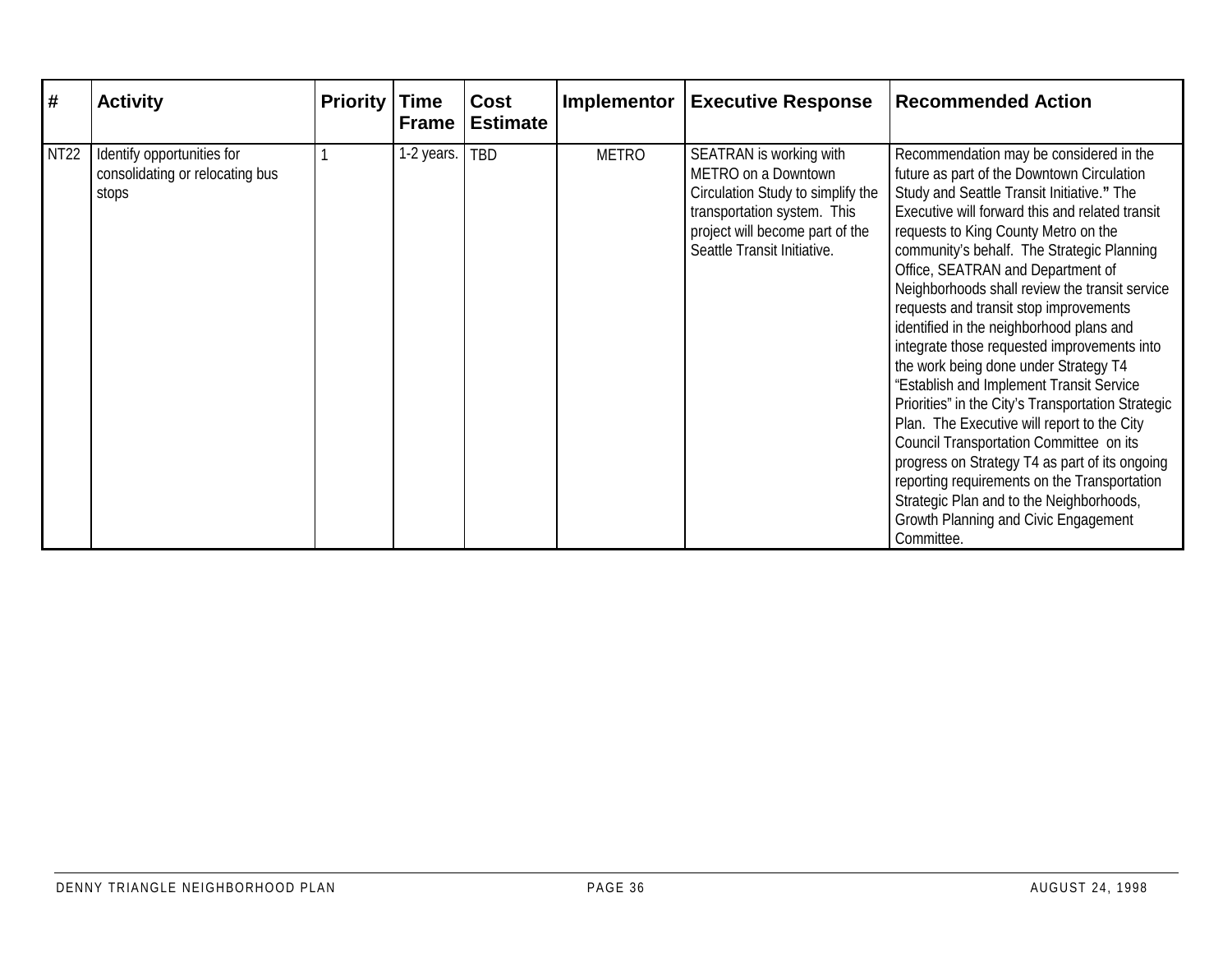| # | Activity | Priority | Time Frame | Cost Estimate | Implementor | Executive Response | Recommended Action |
|---|---|---|---|---|---|---|---|
| NT22 | Identify opportunities for consolidating or relocating bus stops | 1 | 1-2 years. | TBD | METRO | SEATRAN is working with METRO on a Downtown Circulation Study to simplify the transportation system. This project will become part of the Seattle Transit Initiative. | Recommendation may be considered in the future as part of the Downtown Circulation Study and Seattle Transit Initiative." The Executive will forward this and related transit requests to King County Metro on the community's behalf. The Strategic Planning Office, SEATRAN and Department of Neighborhoods shall review the transit service requests and transit stop improvements identified in the neighborhood plans and integrate those requested improvements into the work being done under Strategy T4 "Establish and Implement Transit Service Priorities" in the City's Transportation Strategic Plan. The Executive will report to the City Council Transportation Committee on its progress on Strategy T4 as part of its ongoing reporting requirements on the Transportation Strategic Plan and to the Neighborhoods, Growth Planning and Civic Engagement Committee. |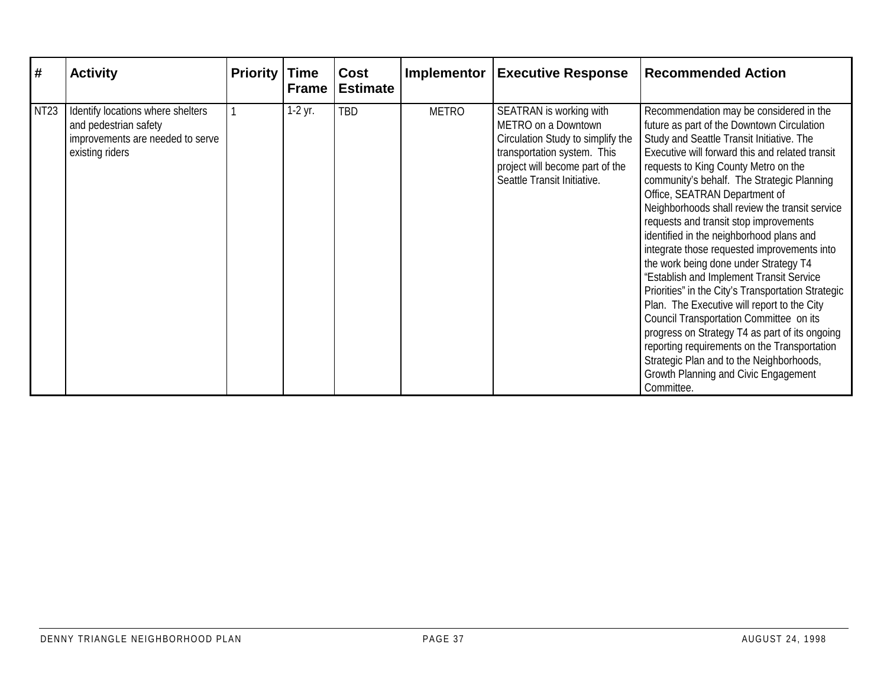| # | Activity | Priority | Time Frame | Cost Estimate | Implementor | Executive Response | Recommended Action |
|---|---|---|---|---|---|---|---|
| NT23 | Identify locations where shelters and pedestrian safety improvements are needed to serve existing riders | 1 | 1-2 yr. | TBD | METRO | SEATRAN is working with METRO on a Downtown Circulation Study to simplify the transportation system. This project will become part of the Seattle Transit Initiative. | Recommendation may be considered in the future as part of the Downtown Circulation Study and Seattle Transit Initiative. The Executive will forward this and related transit requests to King County Metro on the community's behalf. The Strategic Planning Office, SEATRAN Department of Neighborhoods shall review the transit service requests and transit stop improvements identified in the neighborhood plans and integrate those requested improvements into the work being done under Strategy T4 "Establish and Implement Transit Service Priorities" in the City's Transportation Strategic Plan. The Executive will report to the City Council Transportation Committee on its progress on Strategy T4 as part of its ongoing reporting requirements on the Transportation Strategic Plan and to the Neighborhoods, Growth Planning and Civic Engagement Committee. |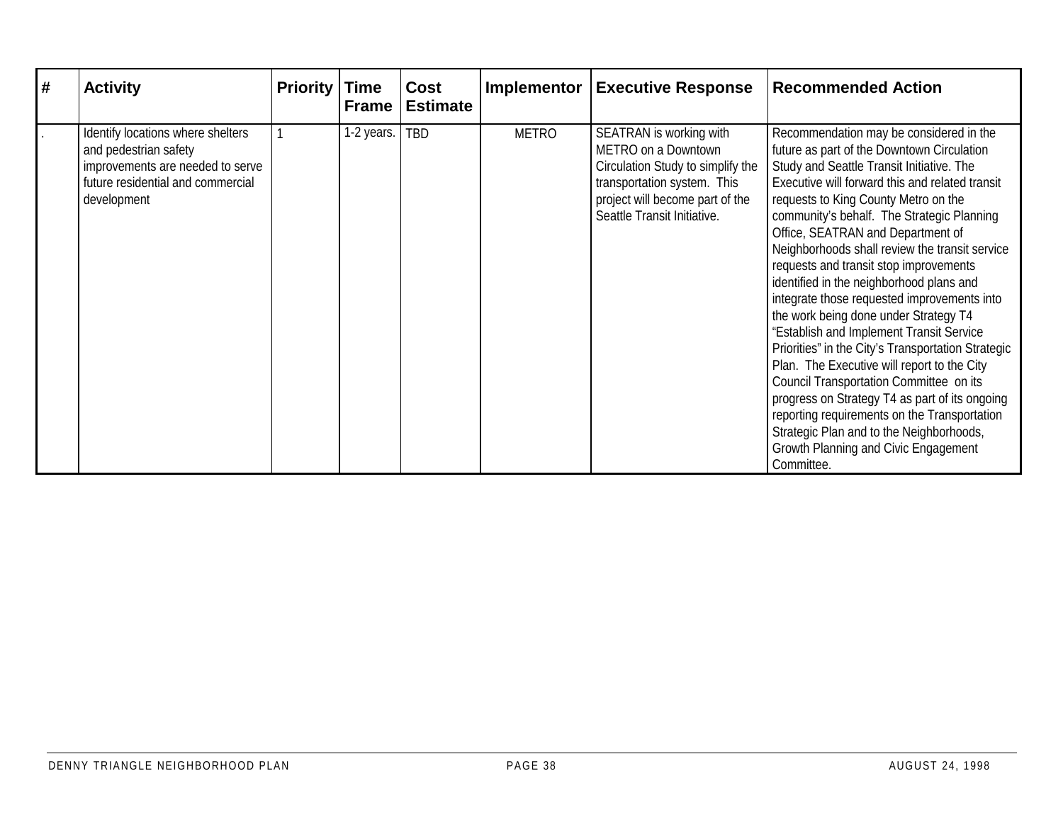| # | Activity | Priority | Time Frame | Cost Estimate | Implementor | Executive Response | Recommended Action |
|---|---|---|---|---|---|---|---|
| . | Identify locations where shelters and pedestrian safety improvements are needed to serve future residential and commercial development | 1 | 1-2 years. | TBD | METRO | SEATRAN is working with METRO on a Downtown Circulation Study to simplify the transportation system. This project will become part of the Seattle Transit Initiative. | Recommendation may be considered in the future as part of the Downtown Circulation Study and Seattle Transit Initiative. The Executive will forward this and related transit requests to King County Metro on the community's behalf. The Strategic Planning Office, SEATRAN and Department of Neighborhoods shall review the transit service requests and transit stop improvements identified in the neighborhood plans and integrate those requested improvements into the work being done under Strategy T4 "Establish and Implement Transit Service Priorities" in the City's Transportation Strategic Plan. The Executive will report to the City Council Transportation Committee on its progress on Strategy T4 as part of its ongoing reporting requirements on the Transportation Strategic Plan and to the Neighborhoods, Growth Planning and Civic Engagement Committee. |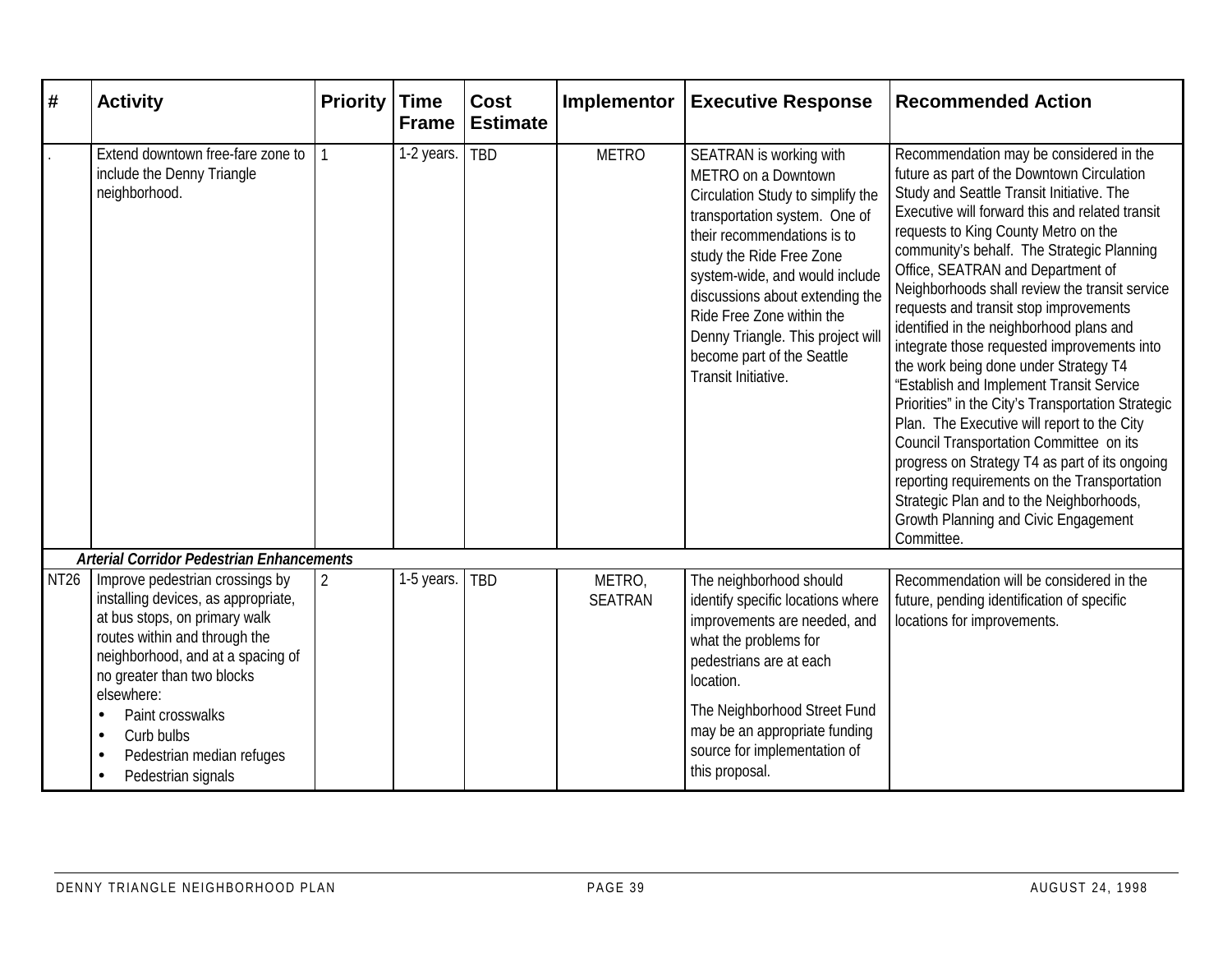| # | Activity | Priority | Time Frame | Cost Estimate | Implementor | Executive Response | Recommended Action |
|---|---|---|---|---|---|---|---|
| . | Extend downtown free-fare zone to include the Denny Triangle neighborhood. | 1 | 1-2 years. | TBD | METRO | SEATRAN is working with METRO on a Downtown Circulation Study to simplify the transportation system. One of their recommendations is to study the Ride Free Zone system-wide, and would include discussions about extending the Ride Free Zone within the Denny Triangle. This project will become part of the Seattle Transit Initiative. | Recommendation may be considered in the future as part of the Downtown Circulation Study and Seattle Transit Initiative. The Executive will forward this and related transit requests to King County Metro on the community's behalf. The Strategic Planning Office, SEATRAN and Department of Neighborhoods shall review the transit service requests and transit stop improvements identified in the neighborhood plans and integrate those requested improvements into the work being done under Strategy T4 "Establish and Implement Transit Service Priorities" in the City's Transportation Strategic Plan. The Executive will report to the City Council Transportation Committee on its progress on Strategy T4 as part of its ongoing reporting requirements on the Transportation Strategic Plan and to the Neighborhoods, Growth Planning and Civic Engagement Committee. |
| ***Arterial Corridor Pedestrian Enhancements*** | | | | | | | |
| NT26 | Improve pedestrian crossings by installing devices, as appropriate, at bus stops, on primary walk routes within and through the neighborhood, and at a spacing of no greater than two blocks elsewhere:<br>• Paint crosswalks<br>• Curb bulbs<br>• Pedestrian median refuges<br>• Pedestrian signals | 2 | 1-5 years. | TBD | METRO, SEATRAN | The neighborhood should identify specific locations where improvements are needed, and what the problems for pedestrians are at each location.<br><br>The Neighborhood Street Fund may be an appropriate funding source for implementation of this proposal. | Recommendation will be considered in the future, pending identification of specific locations for improvements. |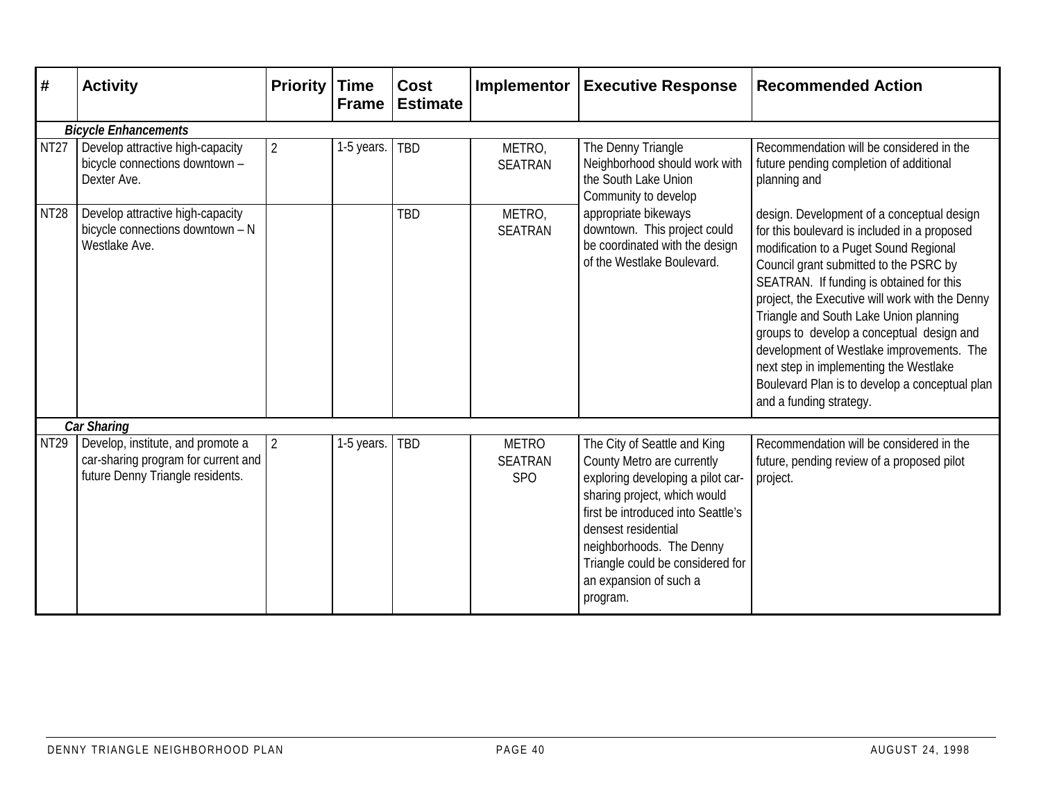| # | Activity | Priority | Time Frame | Cost Estimate | Implementor | Executive Response | Recommended Action |
|---|---|---|---|---|---|---|---|
| | ***Bicycle Enhancements*** | | | | | | |
| NT27 | Develop attractive high-capacity bicycle connections downtown – Dexter Ave. | 2 | 1-5 years. | TBD | METRO, SEATRAN | The Denny Triangle Neighborhood should work with the South Lake Union Community to develop appropriate bikeways downtown. This project could be coordinated with the design of the Westlake Boulevard. | Recommendation will be considered in the future pending completion of additional planning and design. Development of a conceptual design for this boulevard is included in a proposed modification to a Puget Sound Regional Council grant submitted to the PSRC by SEATRAN. If funding is obtained for this project, the Executive will work with the Denny Triangle and South Lake Union planning groups to develop a conceptual design and development of Westlake improvements. The next step in implementing the Westlake Boulevard Plan is to develop a conceptual plan and a funding strategy. |
| NT28 | Develop attractive high-capacity bicycle connections downtown – N Westlake Ave. | | | TBD | METRO, SEATRAN | | |
| | ***Car Sharing*** | | | | | | |
| NT29 | Develop, institute, and promote a car-sharing program for current and future Denny Triangle residents. | 2 | 1-5 years. | TBD | METRO SEATRAN SPO | The City of Seattle and King County Metro are currently exploring developing a pilot car-sharing project, which would first be introduced into Seattle's densest residential neighborhoods. The Denny Triangle could be considered for an expansion of such a program. | Recommendation will be considered in the future, pending review of a proposed pilot project. |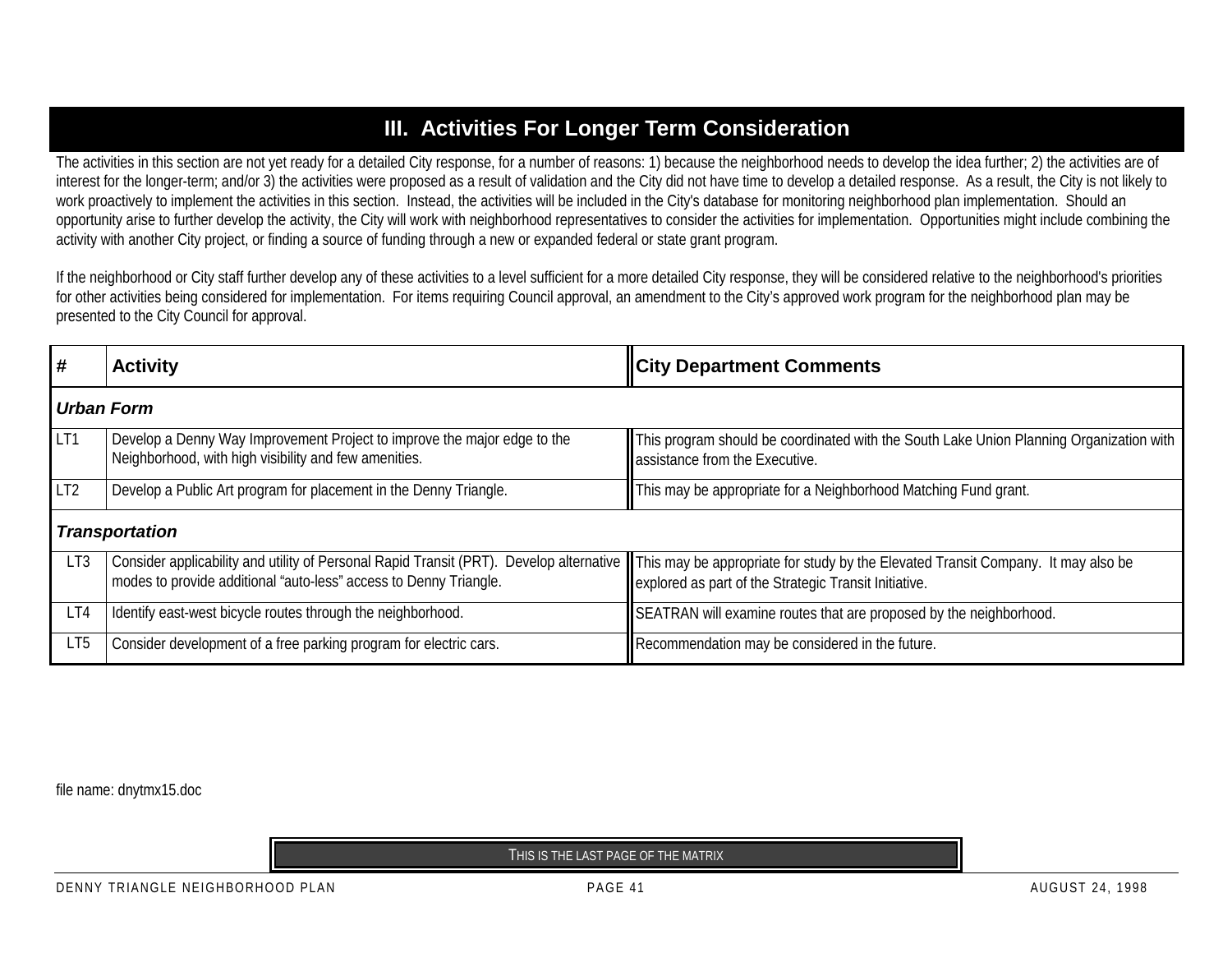## III. Activities For Longer Term Consideration

The activities in this section are not yet ready for a detailed City response, for a number of reasons: 1) because the neighborhood needs to develop the idea further; 2) the activities are of interest for the longer-term; and/or 3) the activities were proposed as a result of validation and the City did not have time to develop a detailed response. As a result, the City is not likely to work proactively to implement the activities in this section. Instead, the activities will be included in the City's database for monitoring neighborhood plan implementation. Should an opportunity arise to further develop the activity, the City will work with neighborhood representatives to consider the activities for implementation. Opportunities might include combining the activity with another City project, or finding a source of funding through a new or expanded federal or state grant program.

If the neighborhood or City staff further develop any of these activities to a level sufficient for a more detailed City response, they will be considered relative to the neighborhood's priorities for other activities being considered for implementation. For items requiring Council approval, an amendment to the City's approved work program for the neighborhood plan may be presented to the City Council for approval.

| # | Activity | City Department Comments |
|---|---|---|
| ***Urban Form*** | | |
| LT1 | Develop a Denny Way Improvement Project to improve the major edge to the Neighborhood, with high visibility and few amenities. | This program should be coordinated with the South Lake Union Planning Organization with assistance from the Executive. |
| LT2 | Develop a Public Art program for placement in the Denny Triangle. | This may be appropriate for a Neighborhood Matching Fund grant. |
| ***Transportation*** | | |
| LT3 | Consider applicability and utility of Personal Rapid Transit (PRT). Develop alternative modes to provide additional "auto-less" access to Denny Triangle. | This may be appropriate for study by the Elevated Transit Company. It may also be explored as part of the Strategic Transit Initiative. |
| LT4 | Identify east-west bicycle routes through the neighborhood. | SEATRAN will examine routes that are proposed by the neighborhood. |
| LT5 | Consider development of a free parking program for electric cars. | Recommendation may be considered in the future. |

file name: dnytmx15.doc

THIS IS THE LAST PAGE OF THE MATRIX